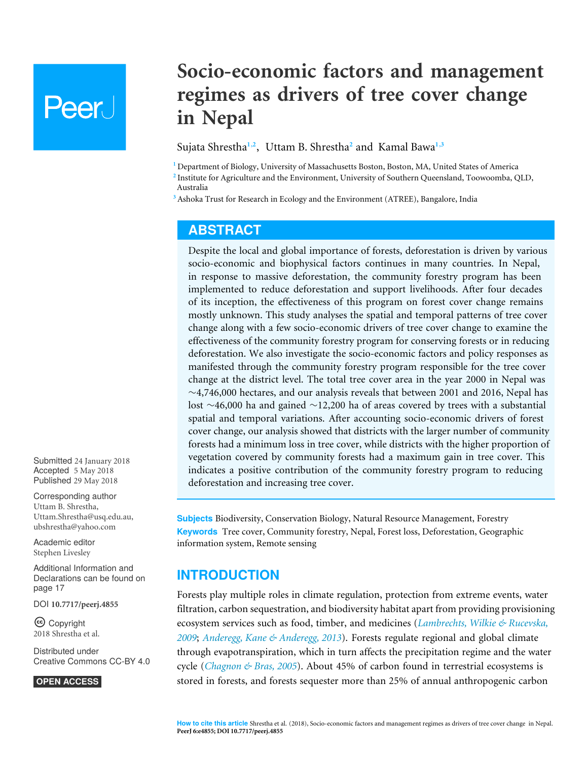# Socio-economic factors and management regimes as drivers of tree cover change in Nepal

Sujata Shrestha[1,2], Uttam B. Shrestha[2] and Kamal Bawa[1,3]

[1] Department of Biology, University of Massachusetts Boston, Boston, MA, United States of America
[2] Institute for Agriculture and the Environment, University of Southern Queensland, Toowoomba, QLD, Australia
[3] Ashoka Trust for Research in Ecology and the Environment (ATREE), Bangalore, India

## ABSTRACT

Despite the local and global importance of forests, deforestation is driven by various socio-economic and biophysical factors continues in many countries. In Nepal, in response to massive deforestation, the community forestry program has been implemented to reduce deforestation and support livelihoods. After four decades of its inception, the effectiveness of this program on forest cover change remains mostly unknown. This study analyses the spatial and temporal patterns of tree cover change along with a few socio-economic drivers of tree cover change to examine the effectiveness of the community forestry program for conserving forests or in reducing deforestation. We also investigate the socio-economic factors and policy responses as manifested through the community forestry program responsible for the tree cover change at the district level. The total tree cover area in the year 2000 in Nepal was ~4,746,000 hectares, and our analysis reveals that between 2001 and 2016, Nepal has lost ~46,000 ha and gained ~12,200 ha of areas covered by trees with a substantial spatial and temporal variations. After accounting socio-economic drivers of forest cover change, our analysis showed that districts with the larger number of community forests had a minimum loss in tree cover, while districts with the higher proportion of vegetation covered by community forests had a maximum gain in tree cover. This indicates a positive contribution of the community forestry program to reducing deforestation and increasing tree cover.

**Subjects** Biodiversity, Conservation Biology, Natural Resource Management, Forestry
**Keywords** Tree cover, Community forestry, Nepal, Forest loss, Deforestation, Geographic information system, Remote sensing

Submitted 24 January 2018
Accepted 5 May 2018
Published 29 May 2018

Corresponding author
Uttam B. Shrestha, Uttam.Shrestha@usq.edu.au, ubshrestha@yahoo.com

Academic editor
Stephen Livesley

Additional Information and Declarations can be found on page 17

DOI 10.7717/peerj.4855

Copyright
2018 Shrestha et al.

Distributed under
Creative Commons CC-BY 4.0

OPEN ACCESS

## INTRODUCTION

Forests play multiple roles in climate regulation, protection from extreme events, water filtration, carbon sequestration, and biodiversity habitat apart from providing provisioning ecosystem services such as food, timber, and medicines (*Lambrechts, Wilkie & Rucevska, 2009*; *Anderegg, Kane & Anderegg, 2013*). Forests regulate regional and global climate through evapotranspiration, which in turn affects the precipitation regime and the water cycle (*Chagnon & Bras, 2005*). About 45% of carbon found in terrestrial ecosystems is stored in forests, and forests sequester more than 25% of annual anthropogenic carbon

**How to cite this article** Shrestha et al. (2018), Socio-economic factors and management regimes as drivers of tree cover change in Nepal. PeerJ 6:e4855; DOI 10.7717/peerj.4855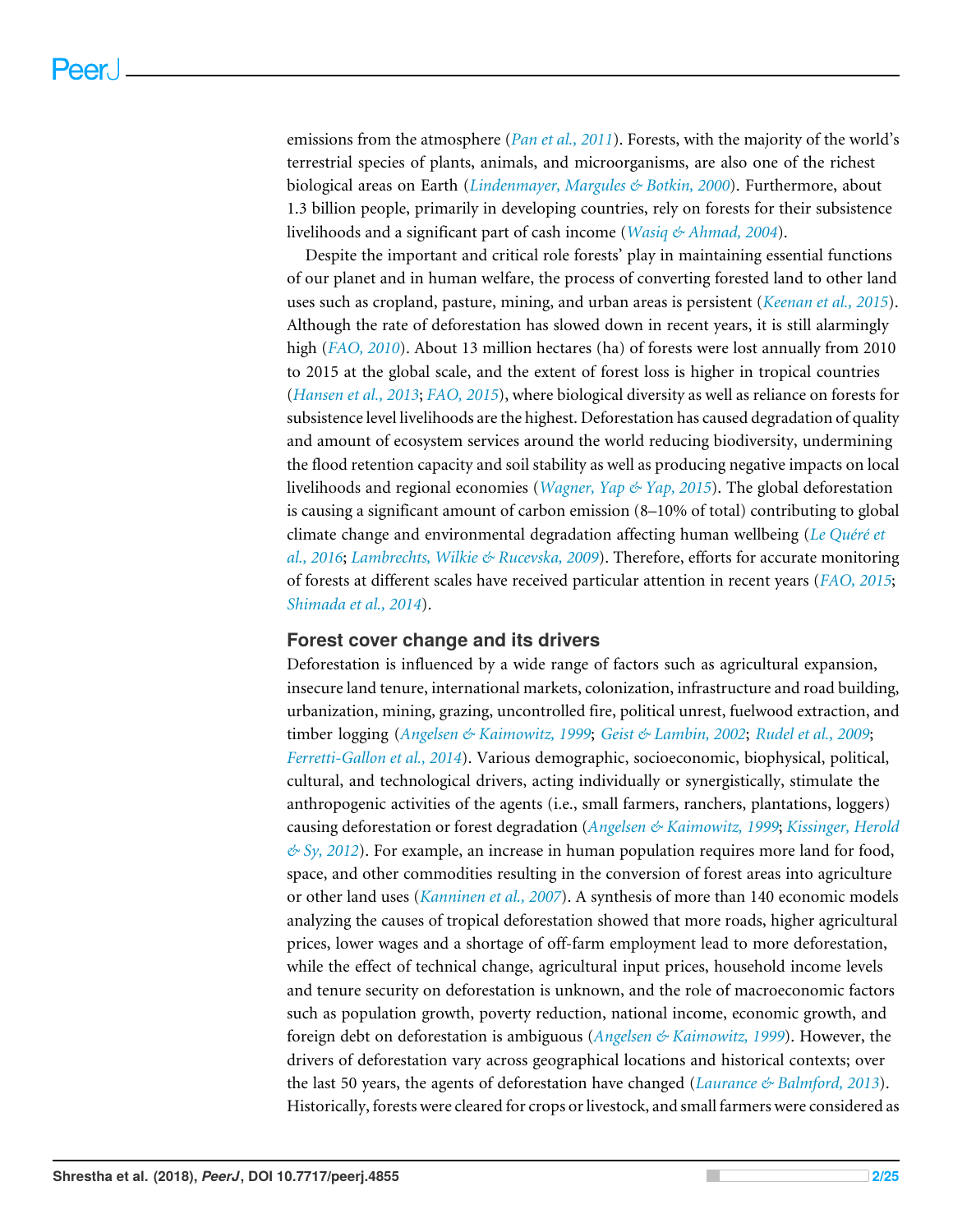emissions from the atmosphere (*Pan et al., 2011*). Forests, with the majority of the world's terrestrial species of plants, animals, and microorganisms, are also one of the richest biological areas on Earth (*Lindenmayer, Margules & Botkin, 2000*). Furthermore, about 1.3 billion people, primarily in developing countries, rely on forests for their subsistence livelihoods and a significant part of cash income (*Wasiq & Ahmad, 2004*).

Despite the important and critical role forests' play in maintaining essential functions of our planet and in human welfare, the process of converting forested land to other land uses such as cropland, pasture, mining, and urban areas is persistent (*Keenan et al., 2015*). Although the rate of deforestation has slowed down in recent years, it is still alarmingly high (*FAO, 2010*). About 13 million hectares (ha) of forests were lost annually from 2010 to 2015 at the global scale, and the extent of forest loss is higher in tropical countries (*Hansen et al., 2013*; *FAO, 2015*), where biological diversity as well as reliance on forests for subsistence level livelihoods are the highest. Deforestation has caused degradation of quality and amount of ecosystem services around the world reducing biodiversity, undermining the flood retention capacity and soil stability as well as producing negative impacts on local livelihoods and regional economies (*Wagner, Yap & Yap, 2015*). The global deforestation is causing a significant amount of carbon emission (8–10% of total) contributing to global climate change and environmental degradation affecting human wellbeing (*Le Quéré et al., 2016*; *Lambrechts, Wilkie & Rucevska, 2009*). Therefore, efforts for accurate monitoring of forests at different scales have received particular attention in recent years (*FAO, 2015*; *Shimada et al., 2014*).

## Forest cover change and its drivers

Deforestation is influenced by a wide range of factors such as agricultural expansion, insecure land tenure, international markets, colonization, infrastructure and road building, urbanization, mining, grazing, uncontrolled fire, political unrest, fuelwood extraction, and timber logging (*Angelsen & Kaimowitz, 1999*; *Geist & Lambin, 2002*; *Rudel et al., 2009*; *Ferretti-Gallon et al., 2014*). Various demographic, socioeconomic, biophysical, political, cultural, and technological drivers, acting individually or synergistically, stimulate the anthropogenic activities of the agents (i.e., small farmers, ranchers, plantations, loggers) causing deforestation or forest degradation (*Angelsen & Kaimowitz, 1999*; *Kissinger, Herold & Sy, 2012*). For example, an increase in human population requires more land for food, space, and other commodities resulting in the conversion of forest areas into agriculture or other land uses (*Kanninen et al., 2007*). A synthesis of more than 140 economic models analyzing the causes of tropical deforestation showed that more roads, higher agricultural prices, lower wages and a shortage of off-farm employment lead to more deforestation, while the effect of technical change, agricultural input prices, household income levels and tenure security on deforestation is unknown, and the role of macroeconomic factors such as population growth, poverty reduction, national income, economic growth, and foreign debt on deforestation is ambiguous (*Angelsen & Kaimowitz, 1999*). However, the drivers of deforestation vary across geographical locations and historical contexts; over the last 50 years, the agents of deforestation have changed (*Laurance & Balmford, 2013*). Historically, forests were cleared for crops or livestock, and small farmers were considered as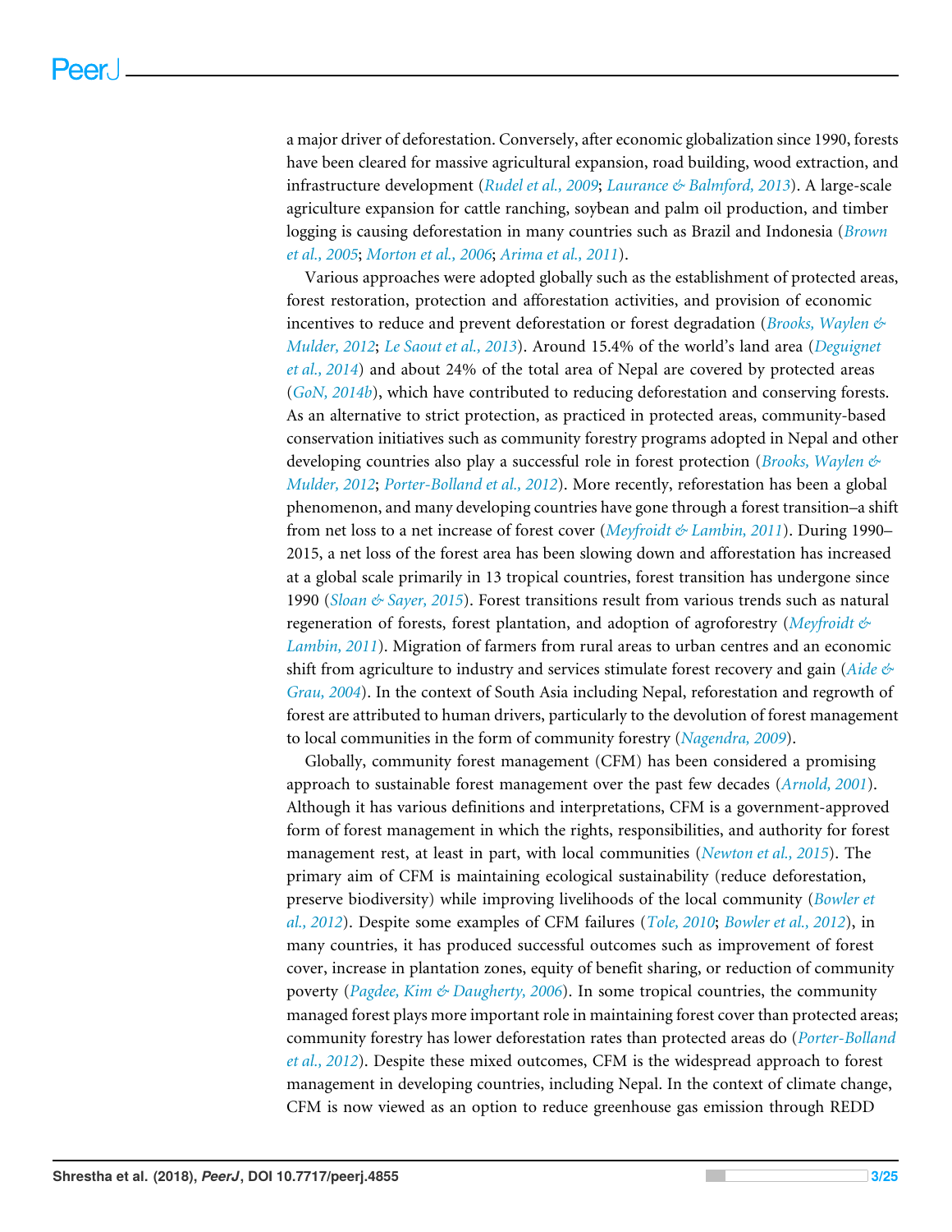a major driver of deforestation. Conversely, after economic globalization since 1990, forests have been cleared for massive agricultural expansion, road building, wood extraction, and infrastructure development (*Rudel et al., 2009*; *Laurance & Balmford, 2013*). A large-scale agriculture expansion for cattle ranching, soybean and palm oil production, and timber logging is causing deforestation in many countries such as Brazil and Indonesia (*Brown et al., 2005*; *Morton et al., 2006*; *Arima et al., 2011*).

Various approaches were adopted globally such as the establishment of protected areas, forest restoration, protection and afforestation activities, and provision of economic incentives to reduce and prevent deforestation or forest degradation (*Brooks, Waylen & Mulder, 2012*; *Le Saout et al., 2013*). Around 15.4% of the world's land area (*Deguignet et al., 2014*) and about 24% of the total area of Nepal are covered by protected areas (*GoN, 2014b*), which have contributed to reducing deforestation and conserving forests. As an alternative to strict protection, as practiced in protected areas, community-based conservation initiatives such as community forestry programs adopted in Nepal and other developing countries also play a successful role in forest protection (*Brooks, Waylen & Mulder, 2012*; *Porter-Bolland et al., 2012*). More recently, reforestation has been a global phenomenon, and many developing countries have gone through a forest transition–a shift from net loss to a net increase of forest cover (*Meyfroidt & Lambin, 2011*). During 1990–2015, a net loss of the forest area has been slowing down and afforestation has increased at a global scale primarily in 13 tropical countries, forest transition has undergone since 1990 (*Sloan & Sayer, 2015*). Forest transitions result from various trends such as natural regeneration of forests, forest plantation, and adoption of agroforestry (*Meyfroidt & Lambin, 2011*). Migration of farmers from rural areas to urban centres and an economic shift from agriculture to industry and services stimulate forest recovery and gain (*Aide & Grau, 2004*). In the context of South Asia including Nepal, reforestation and regrowth of forest are attributed to human drivers, particularly to the devolution of forest management to local communities in the form of community forestry (*Nagendra, 2009*).

Globally, community forest management (CFM) has been considered a promising approach to sustainable forest management over the past few decades (*Arnold, 2001*). Although it has various definitions and interpretations, CFM is a government-approved form of forest management in which the rights, responsibilities, and authority for forest management rest, at least in part, with local communities (*Newton et al., 2015*). The primary aim of CFM is maintaining ecological sustainability (reduce deforestation, preserve biodiversity) while improving livelihoods of the local community (*Bowler et al., 2012*). Despite some examples of CFM failures (*Tole, 2010*; *Bowler et al., 2012*), in many countries, it has produced successful outcomes such as improvement of forest cover, increase in plantation zones, equity of benefit sharing, or reduction of community poverty (*Pagdee, Kim & Daugherty, 2006*). In some tropical countries, the community managed forest plays more important role in maintaining forest cover than protected areas; community forestry has lower deforestation rates than protected areas do (*Porter-Bolland et al., 2012*). Despite these mixed outcomes, CFM is the widespread approach to forest management in developing countries, including Nepal. In the context of climate change, CFM is now viewed as an option to reduce greenhouse gas emission through REDD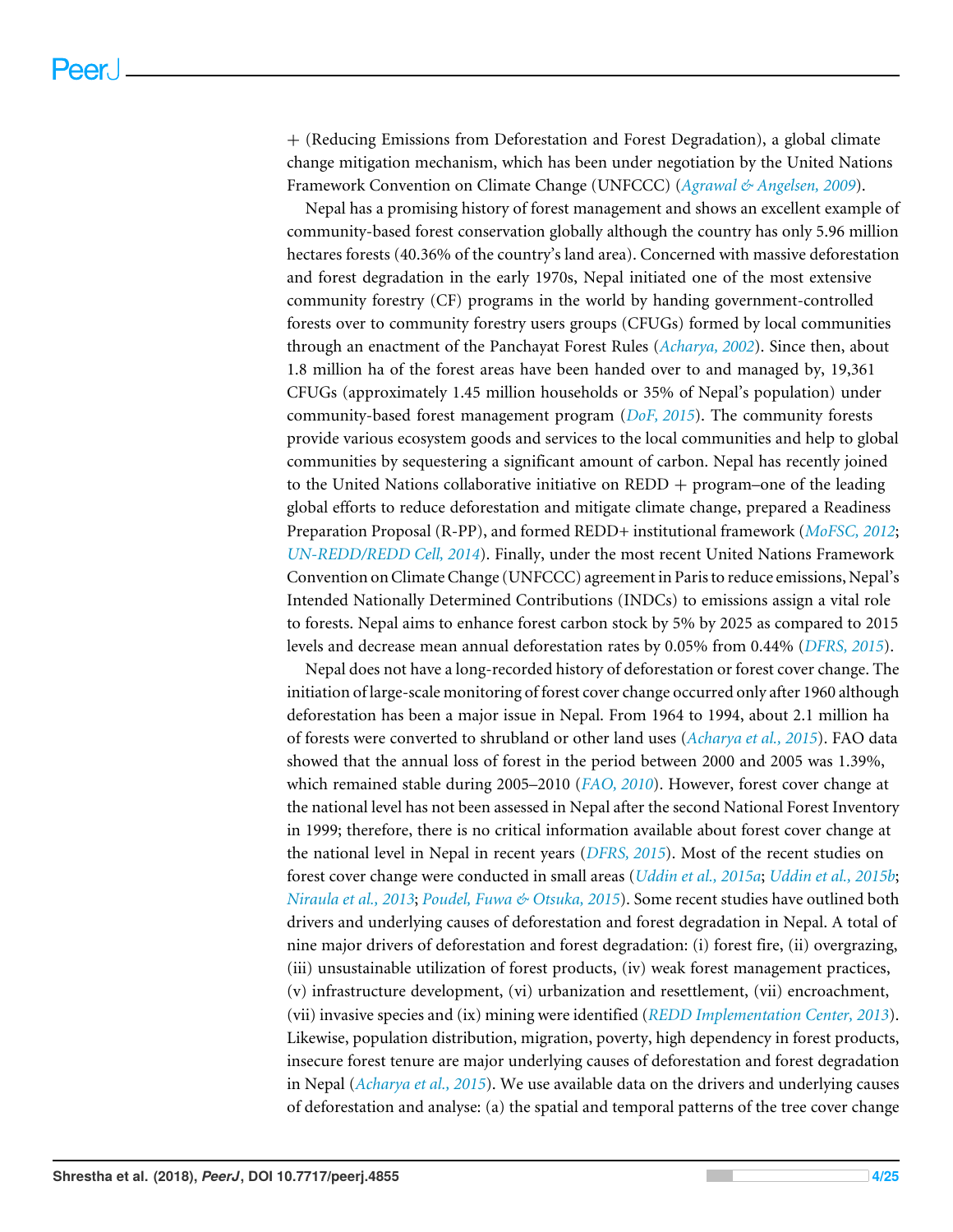+ (Reducing Emissions from Deforestation and Forest Degradation), a global climate change mitigation mechanism, which has been under negotiation by the United Nations Framework Convention on Climate Change (UNFCCC) (*Agrawal & Angelsen, 2009*).

Nepal has a promising history of forest management and shows an excellent example of community-based forest conservation globally although the country has only 5.96 million hectares forests (40.36% of the country's land area). Concerned with massive deforestation and forest degradation in the early 1970s, Nepal initiated one of the most extensive community forestry (CF) programs in the world by handing government-controlled forests over to community forestry users groups (CFUGs) formed by local communities through an enactment of the Panchayat Forest Rules (*Acharya, 2002*). Since then, about 1.8 million ha of the forest areas have been handed over to and managed by, 19,361 CFUGs (approximately 1.45 million households or 35% of Nepal's population) under community-based forest management program (*DoF, 2015*). The community forests provide various ecosystem goods and services to the local communities and help to global communities by sequestering a significant amount of carbon. Nepal has recently joined to the United Nations collaborative initiative on REDD + program–one of the leading global efforts to reduce deforestation and mitigate climate change, prepared a Readiness Preparation Proposal (R-PP), and formed REDD+ institutional framework (*MoFSC, 2012*; *UN-REDD/REDD Cell, 2014*). Finally, under the most recent United Nations Framework Convention on Climate Change (UNFCCC) agreement in Paris to reduce emissions, Nepal's Intended Nationally Determined Contributions (INDCs) to emissions assign a vital role to forests. Nepal aims to enhance forest carbon stock by 5% by 2025 as compared to 2015 levels and decrease mean annual deforestation rates by 0.05% from 0.44% (*DFRS, 2015*).

Nepal does not have a long-recorded history of deforestation or forest cover change. The initiation of large-scale monitoring of forest cover change occurred only after 1960 although deforestation has been a major issue in Nepal. From 1964 to 1994, about 2.1 million ha of forests were converted to shrubland or other land uses (*Acharya et al., 2015*). FAO data showed that the annual loss of forest in the period between 2000 and 2005 was 1.39%, which remained stable during 2005–2010 (*FAO, 2010*). However, forest cover change at the national level has not been assessed in Nepal after the second National Forest Inventory in 1999; therefore, there is no critical information available about forest cover change at the national level in Nepal in recent years (*DFRS, 2015*). Most of the recent studies on forest cover change were conducted in small areas (*Uddin et al., 2015a*; *Uddin et al., 2015b*; *Niraula et al., 2013*; *Poudel, Fuwa & Otsuka, 2015*). Some recent studies have outlined both drivers and underlying causes of deforestation and forest degradation in Nepal. A total of nine major drivers of deforestation and forest degradation: (i) forest fire, (ii) overgrazing, (iii) unsustainable utilization of forest products, (iv) weak forest management practices, (v) infrastructure development, (vi) urbanization and resettlement, (vii) encroachment, (vii) invasive species and (ix) mining were identified (*REDD Implementation Center, 2013*). Likewise, population distribution, migration, poverty, high dependency in forest products, insecure forest tenure are major underlying causes of deforestation and forest degradation in Nepal (*Acharya et al., 2015*). We use available data on the drivers and underlying causes of deforestation and analyse: (a) the spatial and temporal patterns of the tree cover change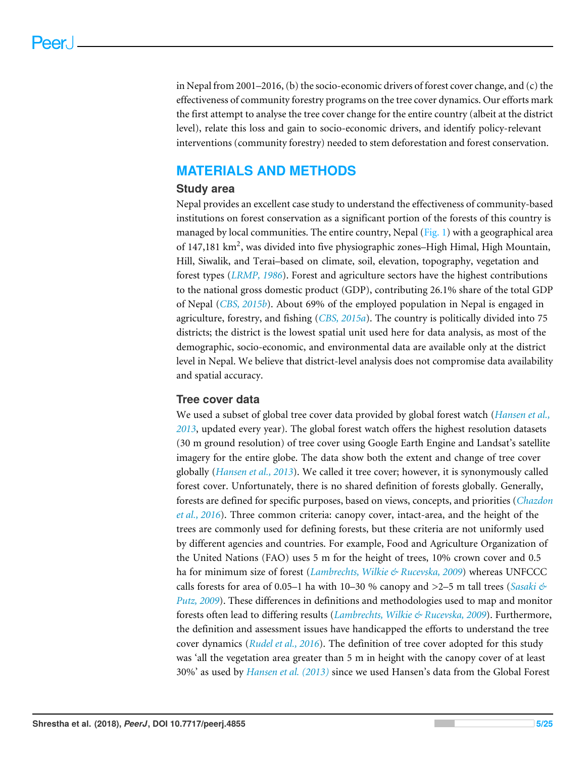in Nepal from 2001–2016, (b) the socio-economic drivers of forest cover change, and (c) the effectiveness of community forestry programs on the tree cover dynamics. Our efforts mark the first attempt to analyse the tree cover change for the entire country (albeit at the district level), relate this loss and gain to socio-economic drivers, and identify policy-relevant interventions (community forestry) needed to stem deforestation and forest conservation.

## MATERIALS AND METHODS

### Study area

Nepal provides an excellent case study to understand the effectiveness of community-based institutions on forest conservation as a significant portion of the forests of this country is managed by local communities. The entire country, Nepal (Fig. 1) with a geographical area of 147,181 km$^2$, was divided into five physiographic zones–High Himal, High Mountain, Hill, Siwalik, and Terai–based on climate, soil, elevation, topography, vegetation and forest types (*LRMP, 1986*). Forest and agriculture sectors have the highest contributions to the national gross domestic product (GDP), contributing 26.1% share of the total GDP of Nepal (*CBS, 2015b*). About 69% of the employed population in Nepal is engaged in agriculture, forestry, and fishing (*CBS, 2015a*). The country is politically divided into 75 districts; the district is the lowest spatial unit used here for data analysis, as most of the demographic, socio-economic, and environmental data are available only at the district level in Nepal. We believe that district-level analysis does not compromise data availability and spatial accuracy.

### Tree cover data

We used a subset of global tree cover data provided by global forest watch (*Hansen et al., 2013*, updated every year). The global forest watch offers the highest resolution datasets (30 m ground resolution) of tree cover using Google Earth Engine and Landsat's satellite imagery for the entire globe. The data show both the extent and change of tree cover globally (*Hansen et al., 2013*). We called it tree cover; however, it is synonymously called forest cover. Unfortunately, there is no shared definition of forests globally. Generally, forests are defined for specific purposes, based on views, concepts, and priorities (*Chazdon et al., 2016*). Three common criteria: canopy cover, intact-area, and the height of the trees are commonly used for defining forests, but these criteria are not uniformly used by different agencies and countries. For example, Food and Agriculture Organization of the United Nations (FAO) uses 5 m for the height of trees, 10% crown cover and 0.5 ha for minimum size of forest (*Lambrechts, Wilkie & Rucevska, 2009*) whereas UNFCCC calls forests for area of 0.05–1 ha with 10–30 % canopy and >2–5 m tall trees (*Sasaki & Putz, 2009*). These differences in definitions and methodologies used to map and monitor forests often lead to differing results (*Lambrechts, Wilkie & Rucevska, 2009*). Furthermore, the definition and assessment issues have handicapped the efforts to understand the tree cover dynamics (*Rudel et al., 2016*). The definition of tree cover adopted for this study was 'all the vegetation area greater than 5 m in height with the canopy cover of at least 30%' as used by *Hansen et al. (2013)* since we used Hansen's data from the Global Forest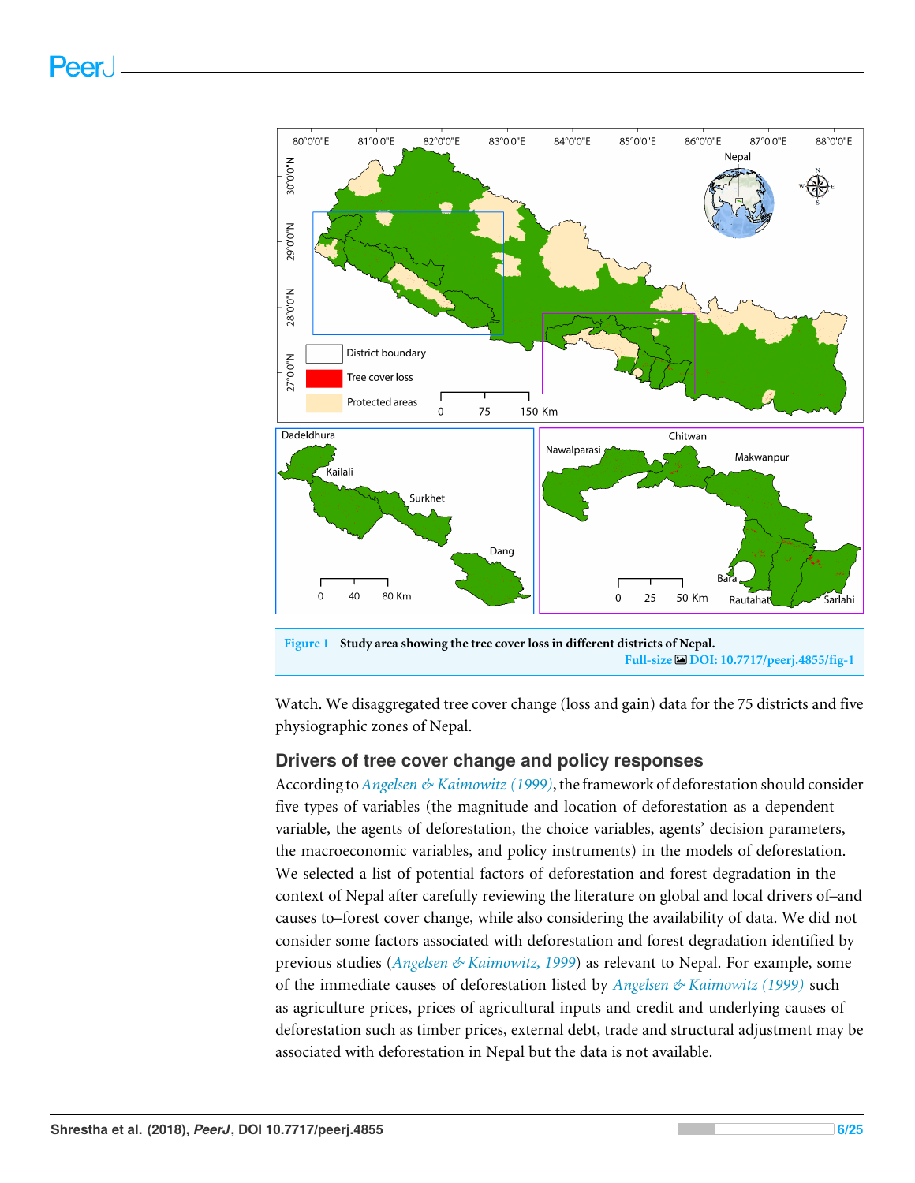Figure 1 Study area showing the tree cover loss in different districts of Nepal.

Full-size DOI: 10.7717/peerj.4855/fig-1

Watch. We disaggregated tree cover change (loss and gain) data for the 75 districts and five physiographic zones of Nepal.

## Drivers of tree cover change and policy responses

According to *Angelsen & Kaimowitz (1999)*, the framework of deforestation should consider five types of variables (the magnitude and location of deforestation as a dependent variable, the agents of deforestation, the choice variables, agents' decision parameters, the macroeconomic variables, and policy instruments) in the models of deforestation. We selected a list of potential factors of deforestation and forest degradation in the context of Nepal after carefully reviewing the literature on global and local drivers of–and causes to–forest cover change, while also considering the availability of data. We did not consider some factors associated with deforestation and forest degradation identified by previous studies (*Angelsen & Kaimowitz, 1999*) as relevant to Nepal. For example, some of the immediate causes of deforestation listed by *Angelsen & Kaimowitz (1999)* such as agriculture prices, prices of agricultural inputs and credit and underlying causes of deforestation such as timber prices, external debt, trade and structural adjustment may be associated with deforestation in Nepal but the data is not available.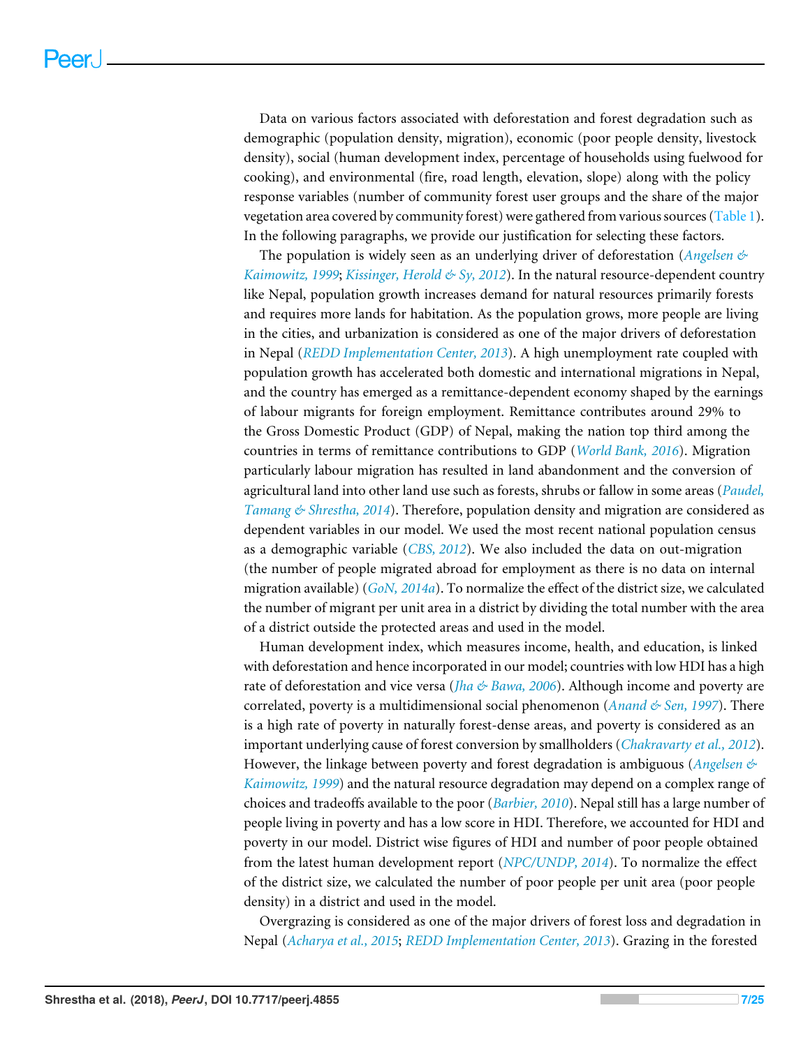Data on various factors associated with deforestation and forest degradation such as demographic (population density, migration), economic (poor people density, livestock density), social (human development index, percentage of households using fuelwood for cooking), and environmental (fire, road length, elevation, slope) along with the policy response variables (number of community forest user groups and the share of the major vegetation area covered by community forest) were gathered from various sources (Table 1). In the following paragraphs, we provide our justification for selecting these factors.

The population is widely seen as an underlying driver of deforestation (*Angelsen & Kaimowitz, 1999*; *Kissinger, Herold & Sy, 2012*). In the natural resource-dependent country like Nepal, population growth increases demand for natural resources primarily forests and requires more lands for habitation. As the population grows, more people are living in the cities, and urbanization is considered as one of the major drivers of deforestation in Nepal (*REDD Implementation Center, 2013*). A high unemployment rate coupled with population growth has accelerated both domestic and international migrations in Nepal, and the country has emerged as a remittance-dependent economy shaped by the earnings of labour migrants for foreign employment. Remittance contributes around 29% to the Gross Domestic Product (GDP) of Nepal, making the nation top third among the countries in terms of remittance contributions to GDP (*World Bank, 2016*). Migration particularly labour migration has resulted in land abandonment and the conversion of agricultural land into other land use such as forests, shrubs or fallow in some areas (*Paudel, Tamang & Shrestha, 2014*). Therefore, population density and migration are considered as dependent variables in our model. We used the most recent national population census as a demographic variable (*CBS, 2012*). We also included the data on out-migration (the number of people migrated abroad for employment as there is no data on internal migration available) (*GoN, 2014a*). To normalize the effect of the district size, we calculated the number of migrant per unit area in a district by dividing the total number with the area of a district outside the protected areas and used in the model.

Human development index, which measures income, health, and education, is linked with deforestation and hence incorporated in our model; countries with low HDI has a high rate of deforestation and vice versa (*Jha & Bawa, 2006*). Although income and poverty are correlated, poverty is a multidimensional social phenomenon (*Anand & Sen, 1997*). There is a high rate of poverty in naturally forest-dense areas, and poverty is considered as an important underlying cause of forest conversion by smallholders (*Chakravarty et al., 2012*). However, the linkage between poverty and forest degradation is ambiguous (*Angelsen & Kaimowitz, 1999*) and the natural resource degradation may depend on a complex range of choices and tradeoffs available to the poor (*Barbier, 2010*). Nepal still has a large number of people living in poverty and has a low score in HDI. Therefore, we accounted for HDI and poverty in our model. District wise figures of HDI and number of poor people obtained from the latest human development report (*NPC/UNDP, 2014*). To normalize the effect of the district size, we calculated the number of poor people per unit area (poor people density) in a district and used in the model.

Overgrazing is considered as one of the major drivers of forest loss and degradation in Nepal (*Acharya et al., 2015*; *REDD Implementation Center, 2013*). Grazing in the forested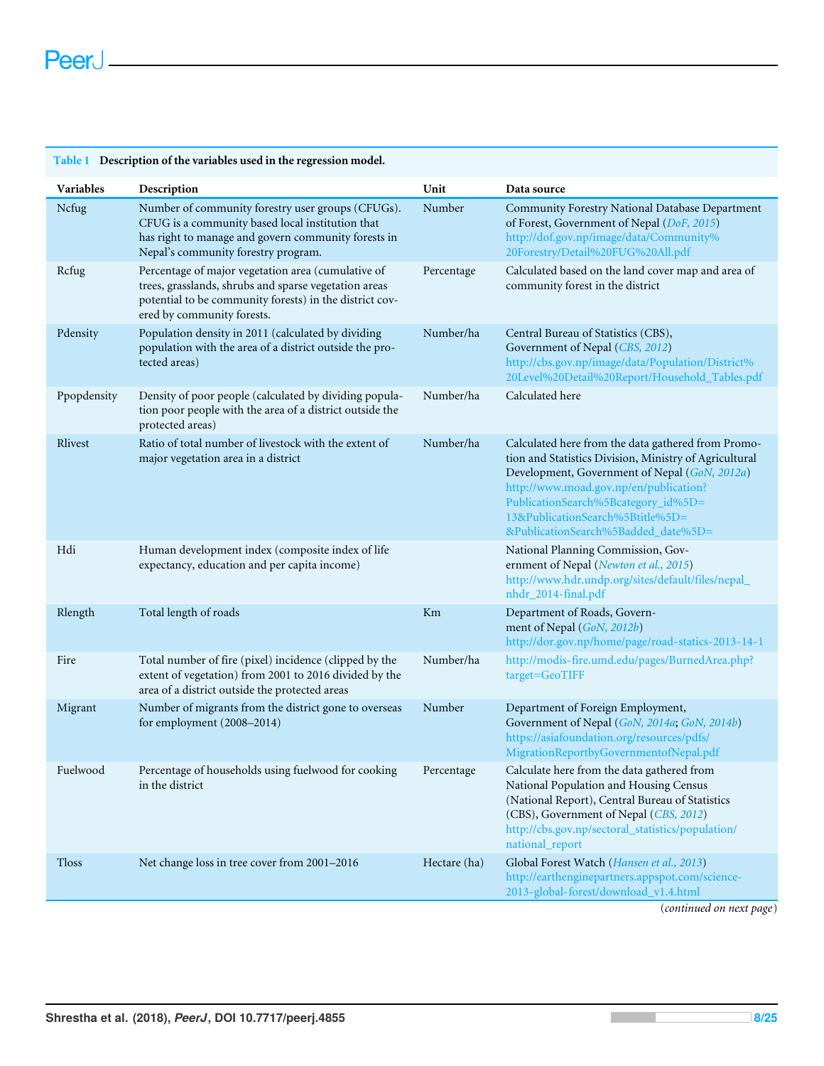**Table 1 Description of the variables used in the regression model.**

| Variables | Description | Unit | Data source |
| --- | --- | --- | --- |
| Ncfug | Number of community forestry user groups (CFUGs). CFUG is a community based local institution that has right to manage and govern community forests in Nepal's community forestry program. | Number | Community Forestry National Database Department of Forest, Government of Nepal (*DoF, 2015*) http://dof.gov.np/image/data/Community%20Forestry/Detail%20FUG%20All.pdf |
| Rcfug | Percentage of major vegetation area (cumulative of trees, grasslands, shrubs and sparse vegetation areas potential to be community forests) in the district covered by community forests. | Percentage | Calculated based on the land cover map and area of community forest in the district |
| Pdensity | Population density in 2011 (calculated by dividing population with the area of a district outside the protected areas) | Number/ha | Central Bureau of Statistics (CBS), Government of Nepal (*CBS, 2012*) http://cbs.gov.np/image/data/Population/District%20Level%20Detail%20Report/Household_Tables.pdf |
| Ppopdensity | Density of poor people (calculated by dividing population poor people with the area of a district outside the protected areas) | Number/ha | Calculated here |
| Rlivest | Ratio of total number of livestock with the extent of major vegetation area in a district | Number/ha | Calculated here from the data gathered from Promotion and Statistics Division, Ministry of Agricultural Development, Government of Nepal (*GoN, 2012a*) http://www.moad.gov.np/en/publication?PublicationSearch%5Bcategory_id%5D=13&PublicationSearch%5Btitle%5D=&PublicationSearch%5Badded_date%5D= |
| Hdi | Human development index (composite index of life expectancy, education and per capita income) | | National Planning Commission, Government of Nepal (*Newton et al., 2015*) http://www.hdr.undp.org/sites/default/files/nepal_nhdr_2014-final.pdf |
| Rlength | Total length of roads | Km | Department of Roads, Government of Nepal (*GoN, 2012b*) http://dor.gov.np/home/page/road-statics-2013-14-1 |
| Fire | Total number of fire (pixel) incidence (clipped by the extent of vegetation) from 2001 to 2016 divided by the area of a district outside the protected areas | Number/ha | http://modis-fire.umd.edu/pages/BurnedArea.php?target=GeoTIFF |
| Migrant | Number of migrants from the district gone to overseas for employment (2008–2014) | Number | Department of Foreign Employment, Government of Nepal (*GoN, 2014a*; *GoN, 2014b*) https://asiafoundation.org/resources/pdfs/MigrationReportbyGovernmentofNepal.pdf |
| Fuelwood | Percentage of households using fuelwood for cooking in the district | Percentage | Calculate here from the data gathered from National Population and Housing Census (National Report), Central Bureau of Statistics (CBS), Government of Nepal (*CBS, 2012*) http://cbs.gov.np/sectoral_statistics/population/national_report |
| Tloss | Net change loss in tree cover from 2001–2016 | Hectare (ha) | Global Forest Watch (*Hansen et al., 2013*) http://earthenginepartners.appspot.com/science-2013-global-forest/download_v1.4.html |

(*continued on next page*)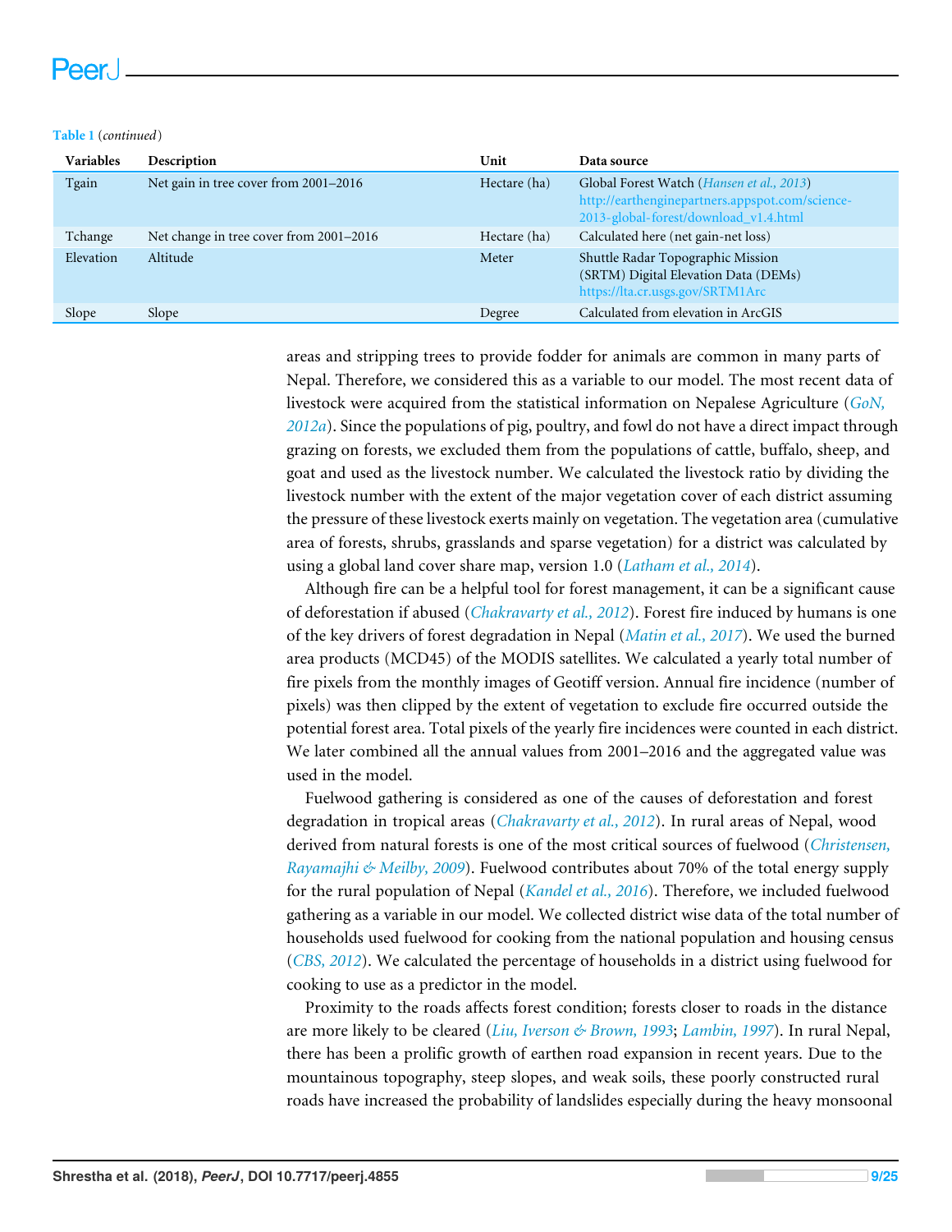**Table 1** (*continued*)

| Variables | Description | Unit | Data source |
|---|---|---|---|
| Tgain | Net gain in tree cover from 2001–2016 | Hectare (ha) | Global Forest Watch (*Hansen et al., 2013*) http://earthenginepartners.appspot.com/science-2013-global-forest/download_v1.4.html |
| Tchange | Net change in tree cover from 2001–2016 | Hectare (ha) | Calculated here (net gain-net loss) |
| Elevation | Altitude | Meter | Shuttle Radar Topographic Mission (SRTM) Digital Elevation Data (DEMs) https://lta.cr.usgs.gov/SRTM1Arc |
| Slope | Slope | Degree | Calculated from elevation in ArcGIS |

areas and stripping trees to provide fodder for animals are common in many parts of Nepal. Therefore, we considered this as a variable to our model. The most recent data of livestock were acquired from the statistical information on Nepalese Agriculture (*GoN, 2012a*). Since the populations of pig, poultry, and fowl do not have a direct impact through grazing on forests, we excluded them from the populations of cattle, buffalo, sheep, and goat and used as the livestock number. We calculated the livestock ratio by dividing the livestock number with the extent of the major vegetation cover of each district assuming the pressure of these livestock exerts mainly on vegetation. The vegetation area (cumulative area of forests, shrubs, grasslands and sparse vegetation) for a district was calculated by using a global land cover share map, version 1.0 (*Latham et al., 2014*).

Although fire can be a helpful tool for forest management, it can be a significant cause of deforestation if abused (*Chakravarty et al., 2012*). Forest fire induced by humans is one of the key drivers of forest degradation in Nepal (*Matin et al., 2017*). We used the burned area products (MCD45) of the MODIS satellites. We calculated a yearly total number of fire pixels from the monthly images of Geotiff version. Annual fire incidence (number of pixels) was then clipped by the extent of vegetation to exclude fire occurred outside the potential forest area. Total pixels of the yearly fire incidences were counted in each district. We later combined all the annual values from 2001–2016 and the aggregated value was used in the model.

Fuelwood gathering is considered as one of the causes of deforestation and forest degradation in tropical areas (*Chakravarty et al., 2012*). In rural areas of Nepal, wood derived from natural forests is one of the most critical sources of fuelwood (*Christensen, Rayamajhi & Meilby, 2009*). Fuelwood contributes about 70% of the total energy supply for the rural population of Nepal (*Kandel et al., 2016*). Therefore, we included fuelwood gathering as a variable in our model. We collected district wise data of the total number of households used fuelwood for cooking from the national population and housing census (*CBS, 2012*). We calculated the percentage of households in a district using fuelwood for cooking to use as a predictor in the model.

Proximity to the roads affects forest condition; forests closer to roads in the distance are more likely to be cleared (*Liu, Iverson & Brown, 1993*; *Lambin, 1997*). In rural Nepal, there has been a prolific growth of earthen road expansion in recent years. Due to the mountainous topography, steep slopes, and weak soils, these poorly constructed rural roads have increased the probability of landslides especially during the heavy monsoonal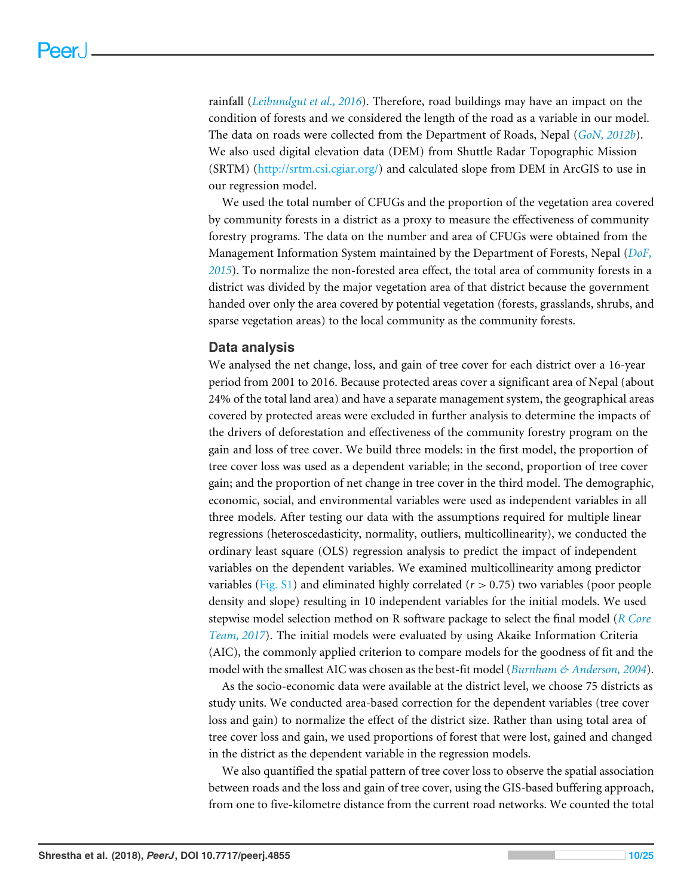rainfall (*Leibundgut et al., 2016*). Therefore, road buildings may have an impact on the condition of forests and we considered the length of the road as a variable in our model. The data on roads were collected from the Department of Roads, Nepal (*GoN, 2012b*). We also used digital elevation data (DEM) from Shuttle Radar Topographic Mission (SRTM) (http://srtm.csi.cgiar.org/) and calculated slope from DEM in ArcGIS to use in our regression model.

We used the total number of CFUGs and the proportion of the vegetation area covered by community forests in a district as a proxy to measure the effectiveness of community forestry programs. The data on the number and area of CFUGs were obtained from the Management Information System maintained by the Department of Forests, Nepal (*DoF, 2015*). To normalize the non-forested area effect, the total area of community forests in a district was divided by the major vegetation area of that district because the government handed over only the area covered by potential vegetation (forests, grasslands, shrubs, and sparse vegetation areas) to the local community as the community forests.

## Data analysis

We analysed the net change, loss, and gain of tree cover for each district over a 16-year period from 2001 to 2016. Because protected areas cover a significant area of Nepal (about 24% of the total land area) and have a separate management system, the geographical areas covered by protected areas were excluded in further analysis to determine the impacts of the drivers of deforestation and effectiveness of the community forestry program on the gain and loss of tree cover. We build three models: in the first model, the proportion of tree cover loss was used as a dependent variable; in the second, proportion of tree cover gain; and the proportion of net change in tree cover in the third model. The demographic, economic, social, and environmental variables were used as independent variables in all three models. After testing our data with the assumptions required for multiple linear regressions (heteroscedasticity, normality, outliers, multicollinearity), we conducted the ordinary least square (OLS) regression analysis to predict the impact of independent variables on the dependent variables. We examined multicollinearity among predictor variables (Fig. S1) and eliminated highly correlated ($r > 0.75$) two variables (poor people density and slope) resulting in 10 independent variables for the initial models. We used stepwise model selection method on R software package to select the final model (*R Core Team, 2017*). The initial models were evaluated by using Akaike Information Criteria (AIC), the commonly applied criterion to compare models for the goodness of fit and the model with the smallest AIC was chosen as the best-fit model (*Burnham & Anderson, 2004*).

As the socio-economic data were available at the district level, we choose 75 districts as study units. We conducted area-based correction for the dependent variables (tree cover loss and gain) to normalize the effect of the district size. Rather than using total area of tree cover loss and gain, we used proportions of forest that were lost, gained and changed in the district as the dependent variable in the regression models.

We also quantified the spatial pattern of tree cover loss to observe the spatial association between roads and the loss and gain of tree cover, using the GIS-based buffering approach, from one to five-kilometre distance from the current road networks. We counted the total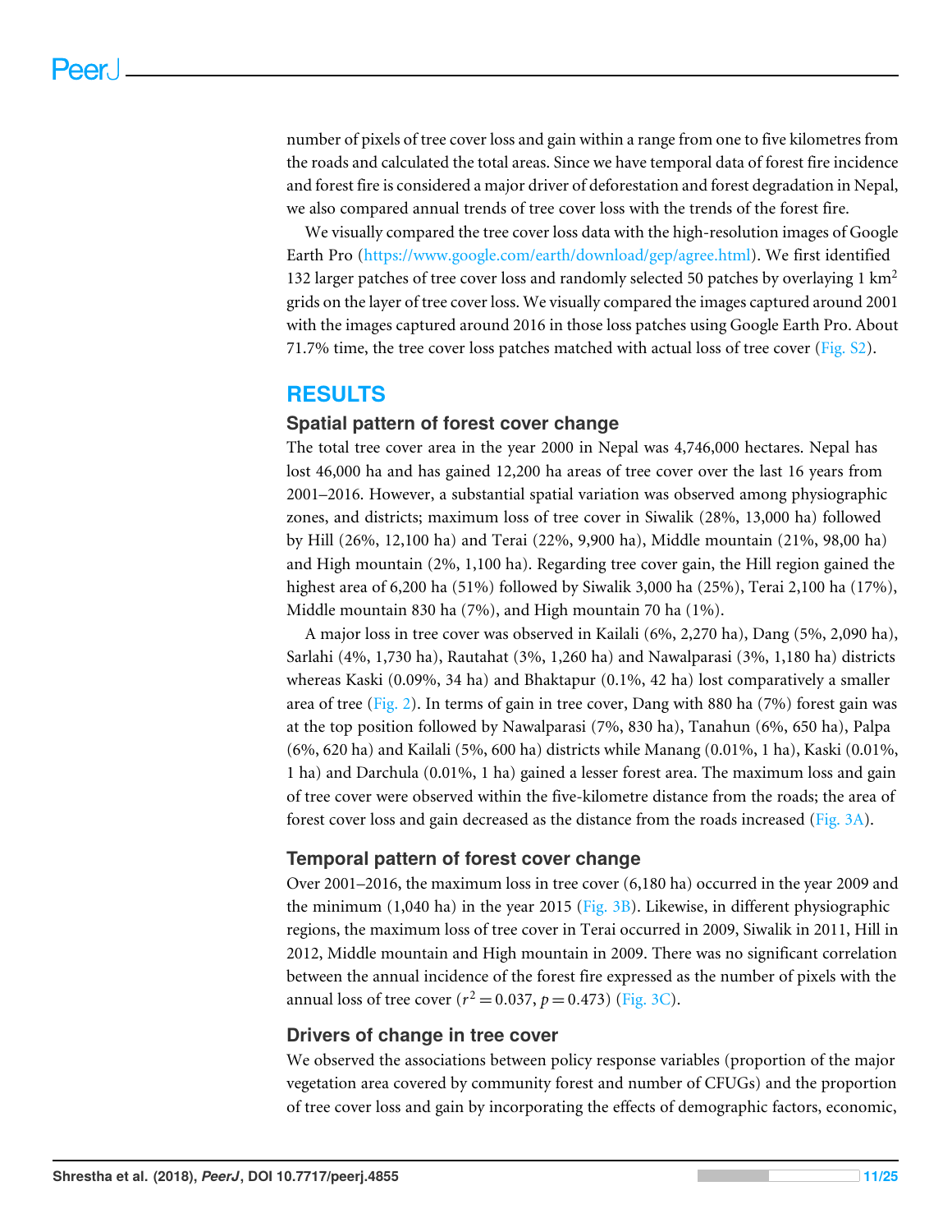number of pixels of tree cover loss and gain within a range from one to five kilometres from the roads and calculated the total areas. Since we have temporal data of forest fire incidence and forest fire is considered a major driver of deforestation and forest degradation in Nepal, we also compared annual trends of tree cover loss with the trends of the forest fire.

We visually compared the tree cover loss data with the high-resolution images of Google Earth Pro (https://www.google.com/earth/download/gep/agree.html). We first identified 132 larger patches of tree cover loss and randomly selected 50 patches by overlaying 1 km$^2$ grids on the layer of tree cover loss. We visually compared the images captured around 2001 with the images captured around 2016 in those loss patches using Google Earth Pro. About 71.7% time, the tree cover loss patches matched with actual loss of tree cover (Fig. S2).

## RESULTS

### Spatial pattern of forest cover change

The total tree cover area in the year 2000 in Nepal was 4,746,000 hectares. Nepal has lost 46,000 ha and has gained 12,200 ha areas of tree cover over the last 16 years from 2001–2016. However, a substantial spatial variation was observed among physiographic zones, and districts; maximum loss of tree cover in Siwalik (28%, 13,000 ha) followed by Hill (26%, 12,100 ha) and Terai (22%, 9,900 ha), Middle mountain (21%, 98,00 ha) and High mountain (2%, 1,100 ha). Regarding tree cover gain, the Hill region gained the highest area of 6,200 ha (51%) followed by Siwalik 3,000 ha (25%), Terai 2,100 ha (17%), Middle mountain 830 ha (7%), and High mountain 70 ha (1%).

A major loss in tree cover was observed in Kailali (6%, 2,270 ha), Dang (5%, 2,090 ha), Sarlahi (4%, 1,730 ha), Rautahat (3%, 1,260 ha) and Nawalparasi (3%, 1,180 ha) districts whereas Kaski (0.09%, 34 ha) and Bhaktapur (0.1%, 42 ha) lost comparatively a smaller area of tree (Fig. 2). In terms of gain in tree cover, Dang with 880 ha (7%) forest gain was at the top position followed by Nawalparasi (7%, 830 ha), Tanahun (6%, 650 ha), Palpa (6%, 620 ha) and Kailali (5%, 600 ha) districts while Manang (0.01%, 1 ha), Kaski (0.01%, 1 ha) and Darchula (0.01%, 1 ha) gained a lesser forest area. The maximum loss and gain of tree cover were observed within the five-kilometre distance from the roads; the area of forest cover loss and gain decreased as the distance from the roads increased (Fig. 3A).

### Temporal pattern of forest cover change

Over 2001–2016, the maximum loss in tree cover (6,180 ha) occurred in the year 2009 and the minimum (1,040 ha) in the year 2015 (Fig. 3B). Likewise, in different physiographic regions, the maximum loss of tree cover in Terai occurred in 2009, Siwalik in 2011, Hill in 2012, Middle mountain and High mountain in 2009. There was no significant correlation between the annual incidence of the forest fire expressed as the number of pixels with the annual loss of tree cover ($r^2 = 0.037$, $p = 0.473$) (Fig. 3C).

### Drivers of change in tree cover

We observed the associations between policy response variables (proportion of the major vegetation area covered by community forest and number of CFUGs) and the proportion of tree cover loss and gain by incorporating the effects of demographic factors, economic,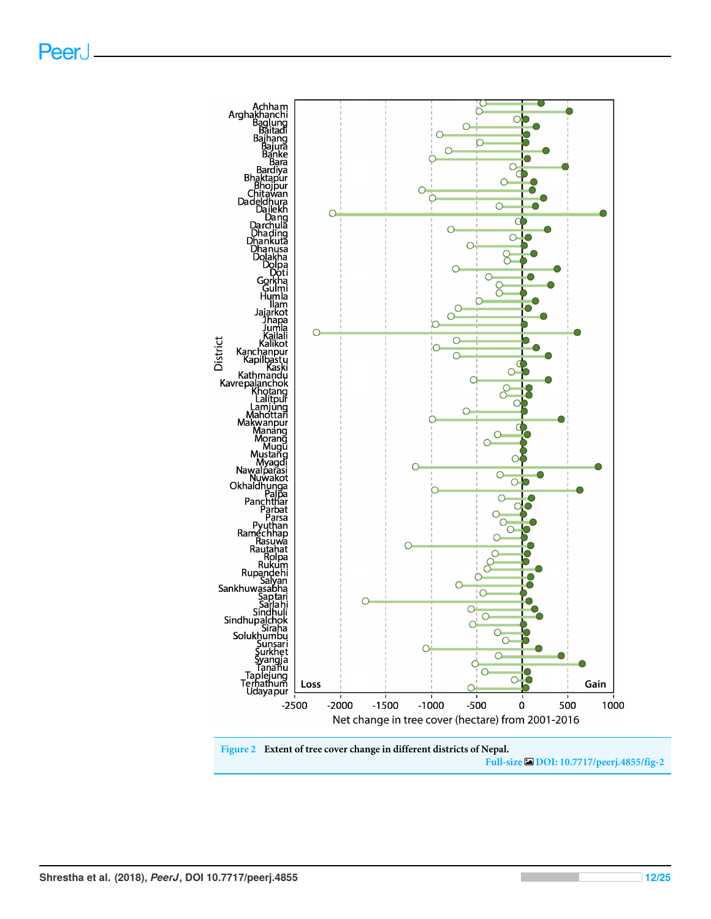**Figure 2** Extent of tree cover change in different districts of Nepal.

Full-size DOI: 10.7717/peerj.4855/fig-2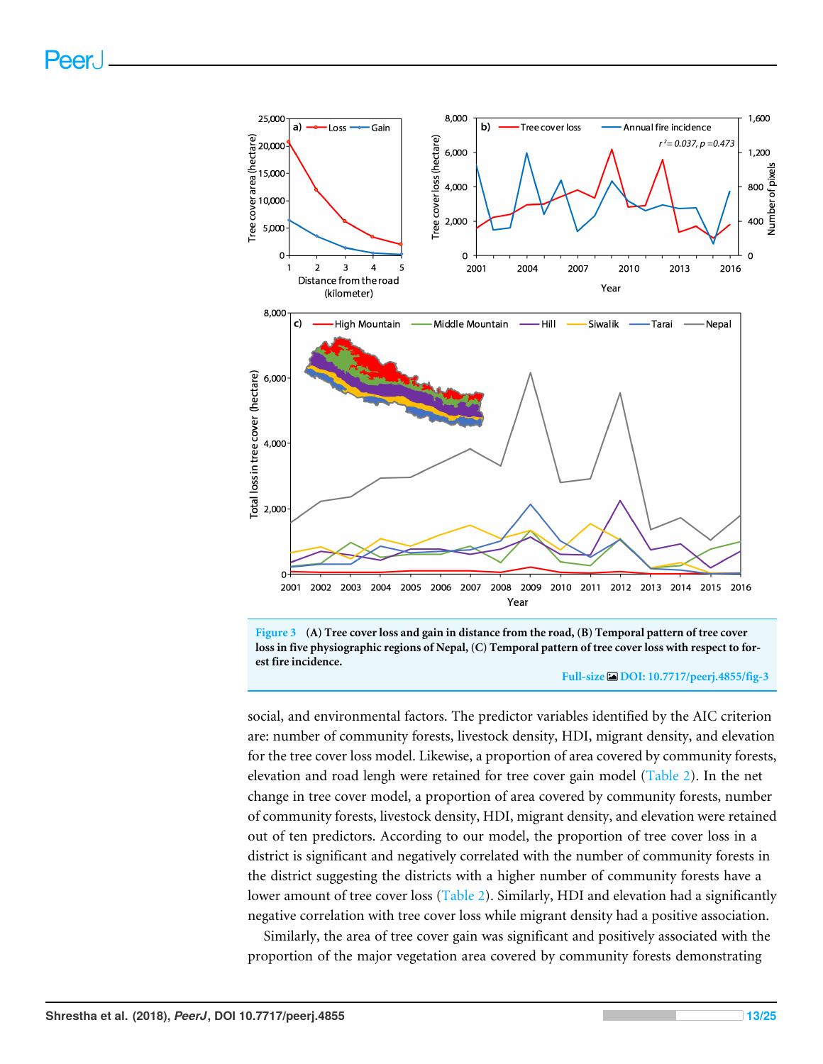Figure 3 **(A) Tree cover loss and gain in distance from the road, (B) Temporal pattern of tree cover loss in five physiographic regions of Nepal, (C) Temporal pattern of tree cover loss with respect to forest fire incidence.**

Full-size DOI: 10.7717/peerj.4855/fig-3

social, and environmental factors. The predictor variables identified by the AIC criterion are: number of community forests, livestock density, HDI, migrant density, and elevation for the tree cover loss model. Likewise, a proportion of area covered by community forests, elevation and road lengh were retained for tree cover gain model (Table 2). In the net change in tree cover model, a proportion of area covered by community forests, number of community forests, livestock density, HDI, migrant density, and elevation were retained out of ten predictors. According to our model, the proportion of tree cover loss in a district is significant and negatively correlated with the number of community forests in the district suggesting the districts with a higher number of community forests have a lower amount of tree cover loss (Table 2). Similarly, HDI and elevation had a significantly negative correlation with tree cover loss while migrant density had a positive association.

Similarly, the area of tree cover gain was significant and positively associated with the proportion of the major vegetation area covered by community forests demonstrating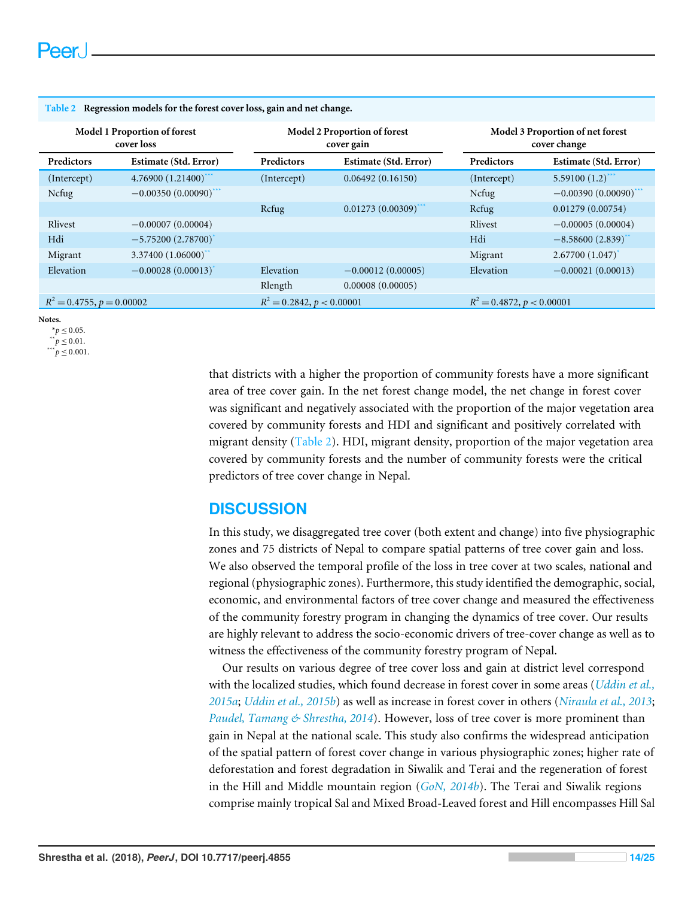**Table 2 Regression models for the forest cover loss, gain and net change.**

| Model 1 Proportion of forest cover loss | | Model 2 Proportion of forest cover gain | | Model 3 Proportion of net forest cover change | |
|---|---|---|---|---|---|
| Predictors | Estimate (Std. Error) | Predictors | Estimate (Std. Error) | Predictors | Estimate (Std. Error) |
| (Intercept) | −4.76900 (1.21400)*** | (Intercept) | 0.06492 (0.16150) | (Intercept) | 5.59100 (1.2)*** |
| Ncfug | −0.00350 (0.00090)*** | | | Ncfug | −0.00390 (0.00090)*** |
| | | Rcfug | 0.01273 (0.00309)*** | Rcfug | 0.01279 (0.00754) |
| Rlivest | −0.00007 (0.00004) | | | Rlivest | −0.00005 (0.00004) |
| Hdi | −5.75200 (2.78700)* | | | Hdi | −8.58600 (2.839)** |
| Migrant | 3.37400 (1.06000)** | | | Migrant | 2.67700 (1.047)* |
| Elevation | −0.00028 (0.00013)* | Elevation | −0.00012 (0.00005) | Elevation | −0.00021 (0.00013) |
| | | Rlength | 0.00008 (0.00005) | | |
| $R^2 = 0.4755$, $p = 0.00002$ | | $R^2 = 0.2842$, $p < 0.00001$ | | $R^2 = 0.4872$, $p < 0.00001$ | |

**Notes.**
\* $p \leq 0.05$.
\*\* $p \leq 0.01$.
\*\*\* $p \leq 0.001$.

that districts with a higher the proportion of community forests have a more significant area of tree cover gain. In the net forest change model, the net change in forest cover was significant and negatively associated with the proportion of the major vegetation area covered by community forests and HDI and significant and positively correlated with migrant density (Table 2). HDI, migrant density, proportion of the major vegetation area covered by community forests and the number of community forests were the critical predictors of tree cover change in Nepal.

## DISCUSSION

In this study, we disaggregated tree cover (both extent and change) into five physiographic zones and 75 districts of Nepal to compare spatial patterns of tree cover gain and loss. We also observed the temporal profile of the loss in tree cover at two scales, national and regional (physiographic zones). Furthermore, this study identified the demographic, social, economic, and environmental factors of tree cover change and measured the effectiveness of the community forestry program in changing the dynamics of tree cover. Our results are highly relevant to address the socio-economic drivers of tree-cover change as well as to witness the effectiveness of the community forestry program of Nepal.

Our results on various degree of tree cover loss and gain at district level correspond with the localized studies, which found decrease in forest cover in some areas (*Uddin et al., 2015a*; *Uddin et al., 2015b*) as well as increase in forest cover in others (*Niraula et al., 2013*; *Paudel, Tamang & Shrestha, 2014*). However, loss of tree cover is more prominent than gain in Nepal at the national scale. This study also confirms the widespread anticipation of the spatial pattern of forest cover change in various physiographic zones; higher rate of deforestation and forest degradation in Siwalik and Terai and the regeneration of forest in the Hill and Middle mountain region (*GoN, 2014b*). The Terai and Siwalik regions comprise mainly tropical Sal and Mixed Broad-Leaved forest and Hill encompasses Hill Sal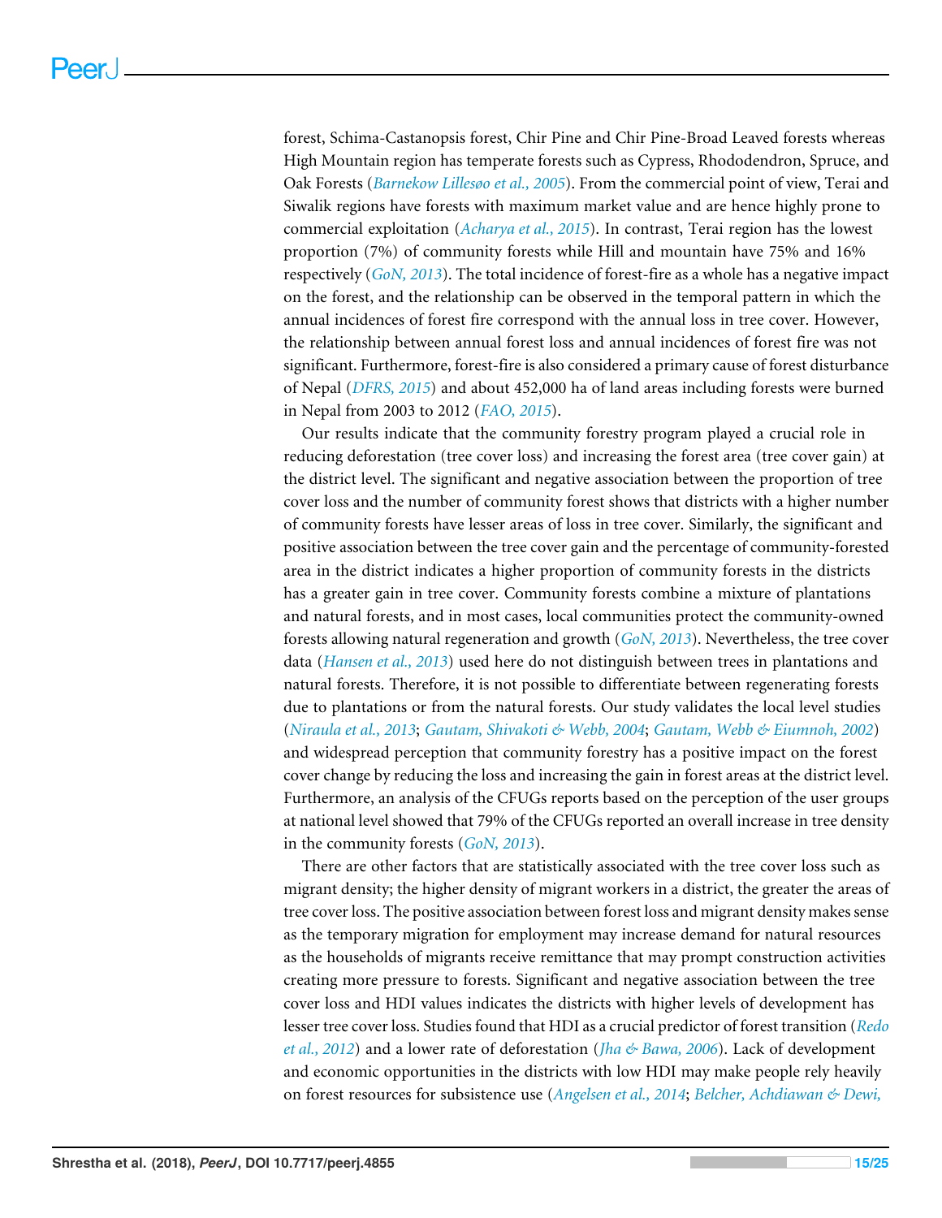forest, Schima-Castanopsis forest, Chir Pine and Chir Pine-Broad Leaved forests whereas High Mountain region has temperate forests such as Cypress, Rhododendron, Spruce, and Oak Forests (*Barnekow Lillesø et al., 2005*). From the commercial point of view, Terai and Siwalik regions have forests with maximum market value and are hence highly prone to commercial exploitation (*Acharya et al., 2015*). In contrast, Terai region has the lowest proportion (7%) of community forests while Hill and mountain have 75% and 16% respectively (*GoN, 2013*). The total incidence of forest-fire as a whole has a negative impact on the forest, and the relationship can be observed in the temporal pattern in which the annual incidences of forest fire correspond with the annual loss in tree cover. However, the relationship between annual forest loss and annual incidences of forest fire was not significant. Furthermore, forest-fire is also considered a primary cause of forest disturbance of Nepal (*DFRS, 2015*) and about 452,000 ha of land areas including forests were burned in Nepal from 2003 to 2012 (*FAO, 2015*).

Our results indicate that the community forestry program played a crucial role in reducing deforestation (tree cover loss) and increasing the forest area (tree cover gain) at the district level. The significant and negative association between the proportion of tree cover loss and the number of community forest shows that districts with a higher number of community forests have lesser areas of loss in tree cover. Similarly, the significant and positive association between the tree cover gain and the percentage of community-forested area in the district indicates a higher proportion of community forests in the districts has a greater gain in tree cover. Community forests combine a mixture of plantations and natural forests, and in most cases, local communities protect the community-owned forests allowing natural regeneration and growth (*GoN, 2013*). Nevertheless, the tree cover data (*Hansen et al., 2013*) used here do not distinguish between trees in plantations and natural forests. Therefore, it is not possible to differentiate between regenerating forests due to plantations or from the natural forests. Our study validates the local level studies (*Niraula et al., 2013*; *Gautam, Shivakoti & Webb, 2004*; *Gautam, Webb & Eiumnoh, 2002*) and widespread perception that community forestry has a positive impact on the forest cover change by reducing the loss and increasing the gain in forest areas at the district level. Furthermore, an analysis of the CFUGs reports based on the perception of the user groups at national level showed that 79% of the CFUGs reported an overall increase in tree density in the community forests (*GoN, 2013*).

There are other factors that are statistically associated with the tree cover loss such as migrant density; the higher density of migrant workers in a district, the greater the areas of tree cover loss. The positive association between forest loss and migrant density makes sense as the temporary migration for employment may increase demand for natural resources as the households of migrants receive remittance that may prompt construction activities creating more pressure to forests. Significant and negative association between the tree cover loss and HDI values indicates the districts with higher levels of development has lesser tree cover loss. Studies found that HDI as a crucial predictor of forest transition (*Redo et al., 2012*) and a lower rate of deforestation (*Jha & Bawa, 2006*). Lack of development and economic opportunities in the districts with low HDI may make people rely heavily on forest resources for subsistence use (*Angelsen et al., 2014*; *Belcher, Achdiawan & Dewi,*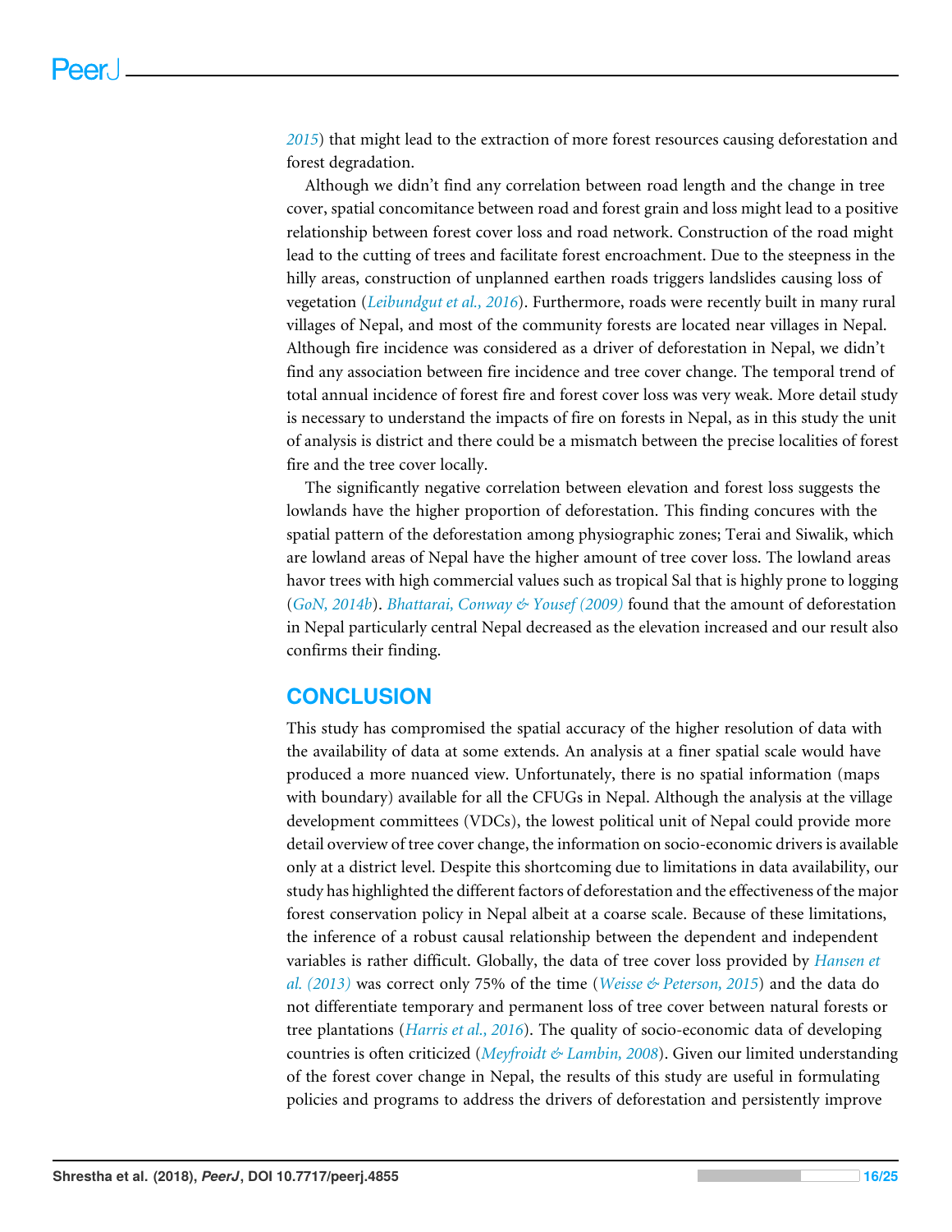2015) that might lead to the extraction of more forest resources causing deforestation and forest degradation.

Although we didn't find any correlation between road length and the change in tree cover, spatial concomitance between road and forest grain and loss might lead to a positive relationship between forest cover loss and road network. Construction of the road might lead to the cutting of trees and facilitate forest encroachment. Due to the steepness in the hilly areas, construction of unplanned earthen roads triggers landslides causing loss of vegetation (*Leibundgut et al., 2016*). Furthermore, roads were recently built in many rural villages of Nepal, and most of the community forests are located near villages in Nepal. Although fire incidence was considered as a driver of deforestation in Nepal, we didn't find any association between fire incidence and tree cover change. The temporal trend of total annual incidence of forest fire and forest cover loss was very weak. More detail study is necessary to understand the impacts of fire on forests in Nepal, as in this study the unit of analysis is district and there could be a mismatch between the precise localities of forest fire and the tree cover locally.

The significantly negative correlation between elevation and forest loss suggests the lowlands have the higher proportion of deforestation. This finding concures with the spatial pattern of the deforestation among physiographic zones; Terai and Siwalik, which are lowland areas of Nepal have the higher amount of tree cover loss. The lowland areas havor trees with high commercial values such as tropical Sal that is highly prone to logging (*GoN, 2014b*). *Bhattarai, Conway & Yousef (2009)* found that the amount of deforestation in Nepal particularly central Nepal decreased as the elevation increased and our result also confirms their finding.

## CONCLUSION

This study has compromised the spatial accuracy of the higher resolution of data with the availability of data at some extends. An analysis at a finer spatial scale would have produced a more nuanced view. Unfortunately, there is no spatial information (maps with boundary) available for all the CFUGs in Nepal. Although the analysis at the village development committees (VDCs), the lowest political unit of Nepal could provide more detail overview of tree cover change, the information on socio-economic drivers is available only at a district level. Despite this shortcoming due to limitations in data availability, our study has highlighted the different factors of deforestation and the effectiveness of the major forest conservation policy in Nepal albeit at a coarse scale. Because of these limitations, the inference of a robust causal relationship between the dependent and independent variables is rather difficult. Globally, the data of tree cover loss provided by *Hansen et al. (2013)* was correct only 75% of the time (*Weisse & Peterson, 2015*) and the data do not differentiate temporary and permanent loss of tree cover between natural forests or tree plantations (*Harris et al., 2016*). The quality of socio-economic data of developing countries is often criticized (*Meyfroidt & Lambin, 2008*). Given our limited understanding of the forest cover change in Nepal, the results of this study are useful in formulating policies and programs to address the drivers of deforestation and persistently improve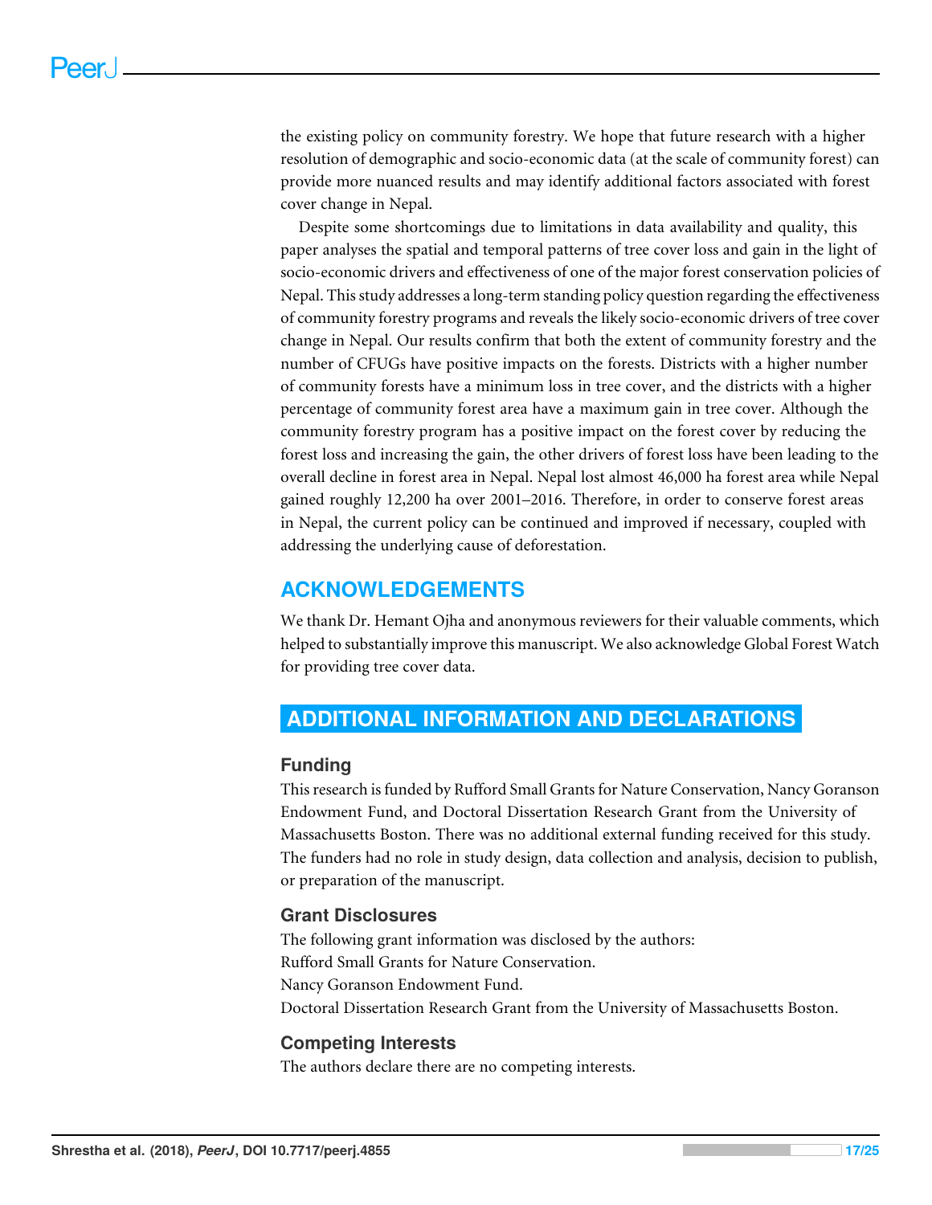the existing policy on community forestry. We hope that future research with a higher resolution of demographic and socio-economic data (at the scale of community forest) can provide more nuanced results and may identify additional factors associated with forest cover change in Nepal.

Despite some shortcomings due to limitations in data availability and quality, this paper analyses the spatial and temporal patterns of tree cover loss and gain in the light of socio-economic drivers and effectiveness of one of the major forest conservation policies of Nepal. This study addresses a long-term standing policy question regarding the effectiveness of community forestry programs and reveals the likely socio-economic drivers of tree cover change in Nepal. Our results confirm that both the extent of community forestry and the number of CFUGs have positive impacts on the forests. Districts with a higher number of community forests have a minimum loss in tree cover, and the districts with a higher percentage of community forest area have a maximum gain in tree cover. Although the community forestry program has a positive impact on the forest cover by reducing the forest loss and increasing the gain, the other drivers of forest loss have been leading to the overall decline in forest area in Nepal. Nepal lost almost 46,000 ha forest area while Nepal gained roughly 12,200 ha over 2001–2016. Therefore, in order to conserve forest areas in Nepal, the current policy can be continued and improved if necessary, coupled with addressing the underlying cause of deforestation.

## ACKNOWLEDGEMENTS

We thank Dr. Hemant Ojha and anonymous reviewers for their valuable comments, which helped to substantially improve this manuscript. We also acknowledge Global Forest Watch for providing tree cover data.

# ADDITIONAL INFORMATION AND DECLARATIONS

### Funding

This research is funded by Rufford Small Grants for Nature Conservation, Nancy Goranson Endowment Fund, and Doctoral Dissertation Research Grant from the University of Massachusetts Boston. There was no additional external funding received for this study. The funders had no role in study design, data collection and analysis, decision to publish, or preparation of the manuscript.

### Grant Disclosures

The following grant information was disclosed by the authors:
Rufford Small Grants for Nature Conservation.
Nancy Goranson Endowment Fund.
Doctoral Dissertation Research Grant from the University of Massachusetts Boston.

### Competing Interests

The authors declare there are no competing interests.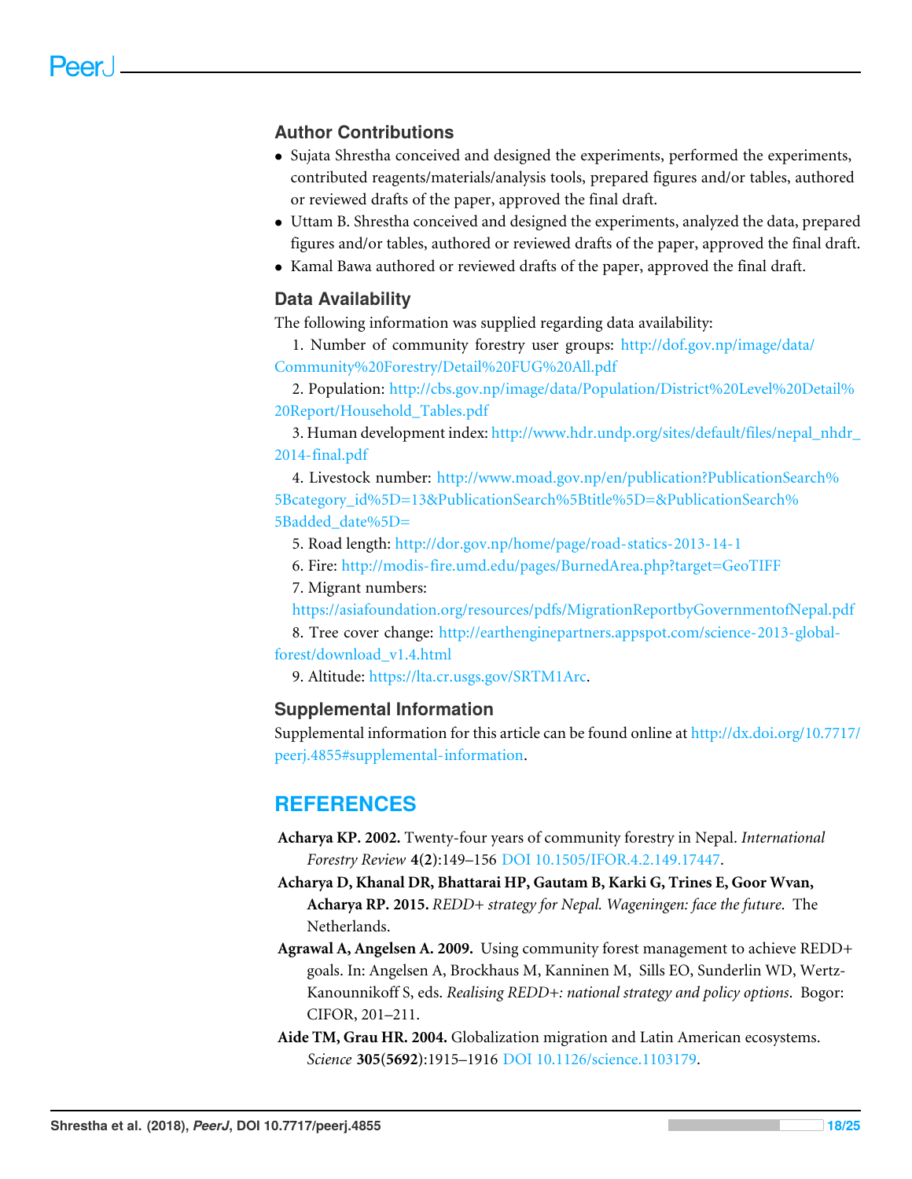## Author Contributions

- Sujata Shrestha conceived and designed the experiments, performed the experiments, contributed reagents/materials/analysis tools, prepared figures and/or tables, authored or reviewed drafts of the paper, approved the final draft.
- Uttam B. Shrestha conceived and designed the experiments, analyzed the data, prepared figures and/or tables, authored or reviewed drafts of the paper, approved the final draft.
- Kamal Bawa authored or reviewed drafts of the paper, approved the final draft.

## Data Availability

The following information was supplied regarding data availability:

1. Number of community forestry user groups: http://dof.gov.np/image/data/Community%20Forestry/Detail%20FUG%20All.pdf

2. Population: http://cbs.gov.np/image/data/Population/District%20Level%20Detail%20Report/Household_Tables.pdf

3. Human development index: http://www.hdr.undp.org/sites/default/files/nepal_nhdr_2014-final.pdf

4. Livestock number: http://www.moad.gov.np/en/publication?PublicationSearch%5Bcategory_id%5D=13&PublicationSearch%5Btitle%5D=&PublicationSearch%5Badded_date%5D=

5. Road length: http://dor.gov.np/home/page/road-statics-2013-14-1

6. Fire: http://modis-fire.umd.edu/pages/BurnedArea.php?target=GeoTIFF

7. Migrant numbers: https://asiafoundation.org/resources/pdfs/MigrationReportbyGovernmentofNepal.pdf

8. Tree cover change: http://earthenginepartners.appspot.com/science-2013-global-forest/download_v1.4.html

9. Altitude: https://lta.cr.usgs.gov/SRTM1Arc.

## Supplemental Information

Supplemental information for this article can be found online at http://dx.doi.org/10.7717/peerj.4855#supplemental-information.

# REFERENCES

**Acharya KP. 2002.** Twenty-four years of community forestry in Nepal. *International Forestry Review* **4(2)**:149–156 DOI 10.1505/IFOR.4.2.149.17447.

**Acharya D, Khanal DR, Bhattarai HP, Gautam B, Karki G, Trines E, Goor Wvan, Acharya RP. 2015.** *REDD+ strategy for Nepal. Wageningen: face the future.* The Netherlands.

**Agrawal A, Angelsen A. 2009.** Using community forest management to achieve REDD+ goals. In: Angelsen A, Brockhaus M, Kanninen M, Sills EO, Sunderlin WD, Wertz-Kanounnikoff S, eds. *Realising REDD+: national strategy and policy options*. Bogor: CIFOR, 201–211.

**Aide TM, Grau HR. 2004.** Globalization migration and Latin American ecosystems. *Science* **305(5692)**:1915–1916 DOI 10.1126/science.1103179.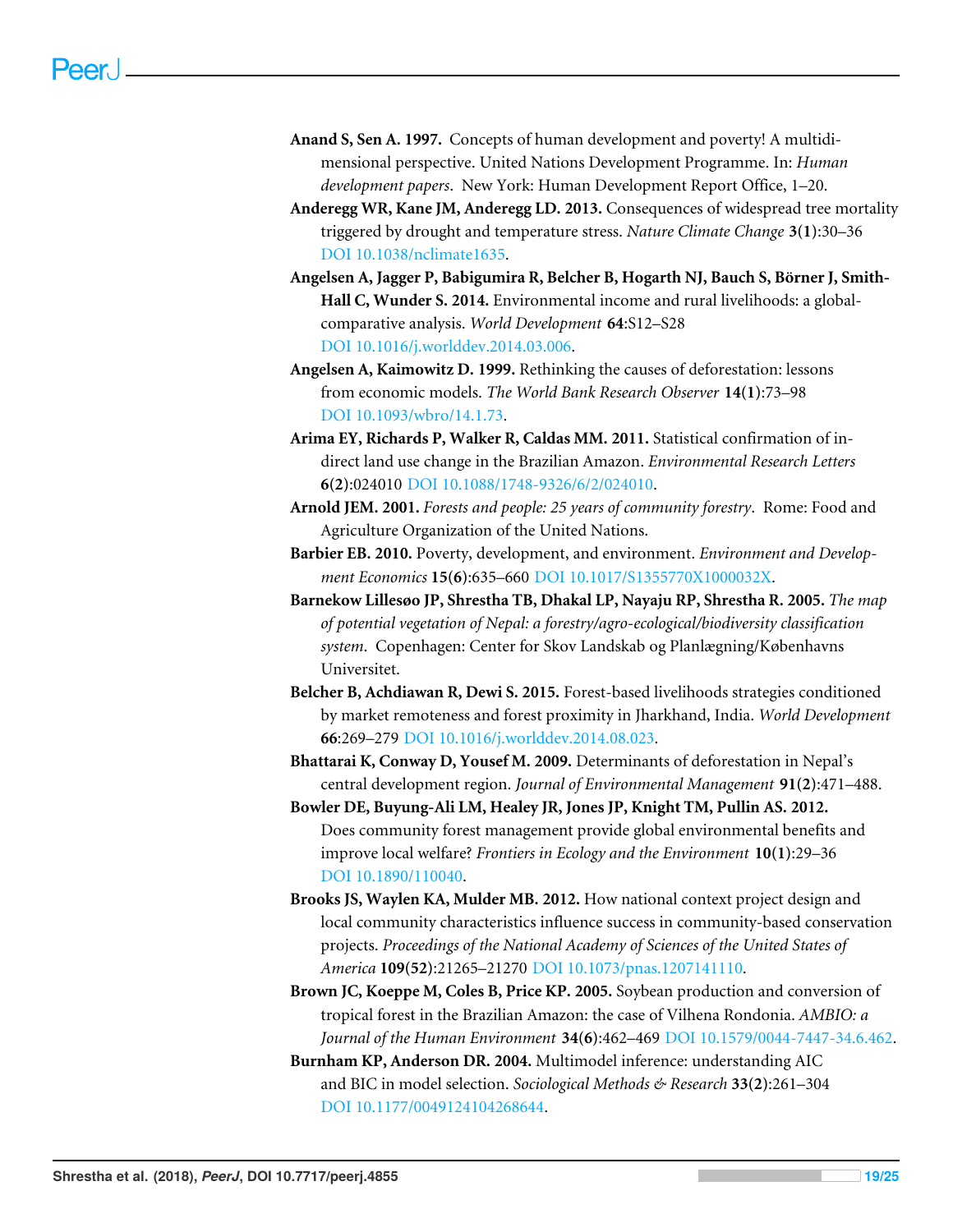**Anand S, Sen A. 1997.** Concepts of human development and poverty! A multidimensional perspective. United Nations Development Programme. In: *Human development papers*. New York: Human Development Report Office, 1–20.

**Anderegg WR, Kane JM, Anderegg LD. 2013.** Consequences of widespread tree mortality triggered by drought and temperature stress. *Nature Climate Change* **3(1)**:30–36 DOI 10.1038/nclimate1635.

**Angelsen A, Jagger P, Babigumira R, Belcher B, Hogarth NJ, Bauch S, Börner J, Smith-Hall C, Wunder S. 2014.** Environmental income and rural livelihoods: a global-comparative analysis. *World Development* **64**:S12–S28 DOI 10.1016/j.worlddev.2014.03.006.

**Angelsen A, Kaimowitz D. 1999.** Rethinking the causes of deforestation: lessons from economic models. *The World Bank Research Observer* **14(1)**:73–98 DOI 10.1093/wbro/14.1.73.

**Arima EY, Richards P, Walker R, Caldas MM. 2011.** Statistical confirmation of indirect land use change in the Brazilian Amazon. *Environmental Research Letters* **6(2)**:024010 DOI 10.1088/1748-9326/6/2/024010.

**Arnold JEM. 2001.** *Forests and people: 25 years of community forestry*. Rome: Food and Agriculture Organization of the United Nations.

**Barbier EB. 2010.** Poverty, development, and environment. *Environment and Development Economics* **15(6)**:635–660 DOI 10.1017/S1355770X1000032X.

**Barnekow Lillesøo JP, Shrestha TB, Dhakal LP, Nayaju RP, Shrestha R. 2005.** *The map of potential vegetation of Nepal: a forestry/agro-ecological/biodiversity classification system*. Copenhagen: Center for Skov Landskab og Planlægning/Københavns Universitet.

**Belcher B, Achdiawan R, Dewi S. 2015.** Forest-based livelihoods strategies conditioned by market remoteness and forest proximity in Jharkhand, India. *World Development* **66**:269–279 DOI 10.1016/j.worlddev.2014.08.023.

**Bhattarai K, Conway D, Yousef M. 2009.** Determinants of deforestation in Nepal's central development region. *Journal of Environmental Management* **91(2)**:471–488.

**Bowler DE, Buyung-Ali LM, Healey JR, Jones JP, Knight TM, Pullin AS. 2012.** Does community forest management provide global environmental benefits and improve local welfare? *Frontiers in Ecology and the Environment* **10(1)**:29–36 DOI 10.1890/110040.

**Brooks JS, Waylen KA, Mulder MB. 2012.** How national context project design and local community characteristics influence success in community-based conservation projects. *Proceedings of the National Academy of Sciences of the United States of America* **109(52)**:21265–21270 DOI 10.1073/pnas.1207141110.

**Brown JC, Koeppe M, Coles B, Price KP. 2005.** Soybean production and conversion of tropical forest in the Brazilian Amazon: the case of Vilhena Rondonia. *AMBIO: a Journal of the Human Environment* **34(6)**:462–469 DOI 10.1579/0044-7447-34.6.462.

**Burnham KP, Anderson DR. 2004.** Multimodel inference: understanding AIC and BIC in model selection. *Sociological Methods & Research* **33(2)**:261–304 DOI 10.1177/0049124104268644.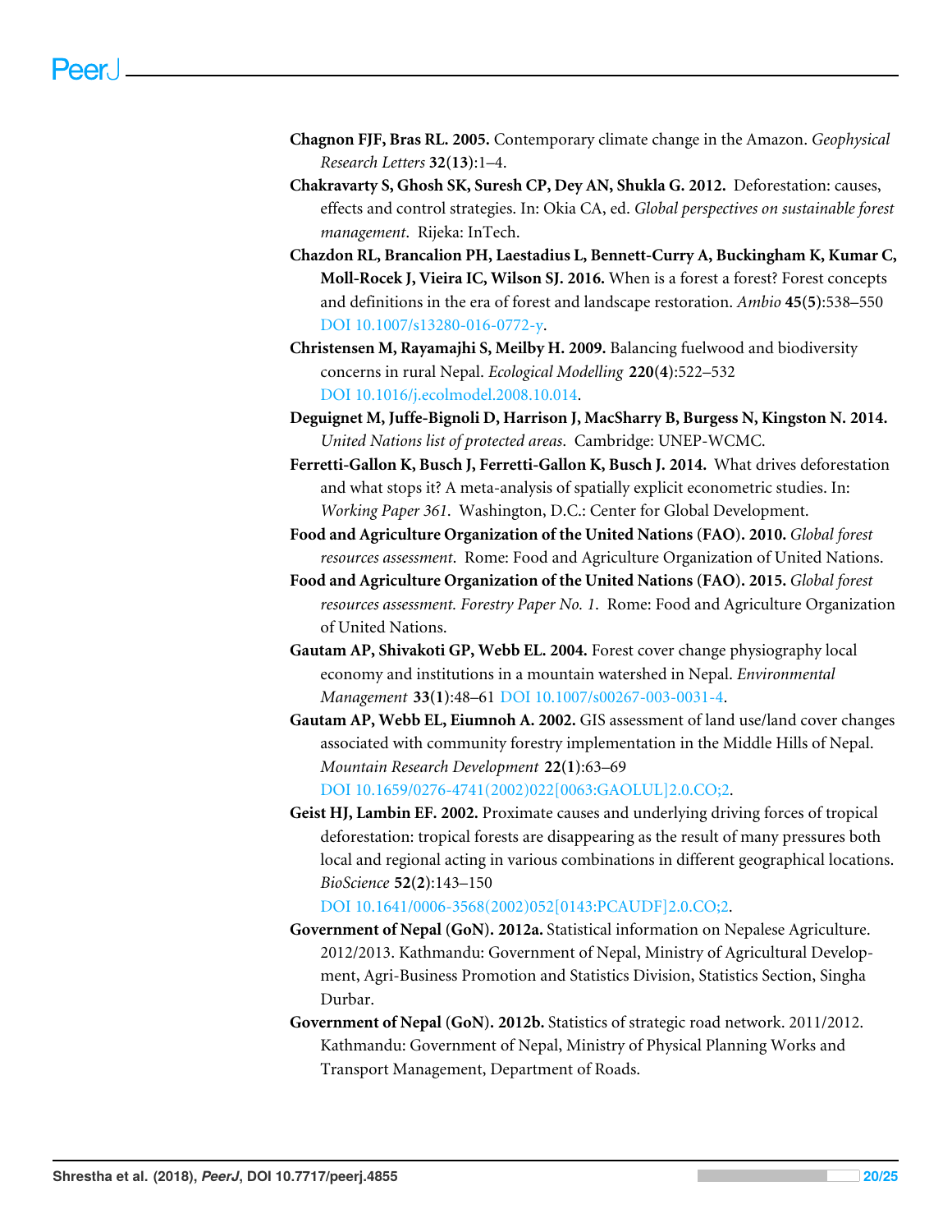**Chagnon FJF, Bras RL. 2005.** Contemporary climate change in the Amazon. *Geophysical Research Letters* **32(13)**:1–4.

**Chakravarty S, Ghosh SK, Suresh CP, Dey AN, Shukla G. 2012.** Deforestation: causes, effects and control strategies. In: Okia CA, ed. *Global perspectives on sustainable forest management*. Rijeka: InTech.

**Chazdon RL, Brancalion PH, Laestadius L, Bennett-Curry A, Buckingham K, Kumar C, Moll-Rocek J, Vieira IC, Wilson SJ. 2016.** When is a forest a forest? Forest concepts and definitions in the era of forest and landscape restoration. *Ambio* **45(5)**:538–550 DOI 10.1007/s13280-016-0772-y.

**Christensen M, Rayamajhi S, Meilby H. 2009.** Balancing fuelwood and biodiversity concerns in rural Nepal. *Ecological Modelling* **220(4)**:522–532 DOI 10.1016/j.ecolmodel.2008.10.014.

**Deguignet M, Juffe-Bignoli D, Harrison J, MacSharry B, Burgess N, Kingston N. 2014.** *United Nations list of protected areas*. Cambridge: UNEP-WCMC.

**Ferretti-Gallon K, Busch J, Ferretti-Gallon K, Busch J. 2014.** What drives deforestation and what stops it? A meta-analysis of spatially explicit econometric studies. In: *Working Paper 361*. Washington, D.C.: Center for Global Development.

**Food and Agriculture Organization of the United Nations (FAO). 2010.** *Global forest resources assessment*. Rome: Food and Agriculture Organization of United Nations.

**Food and Agriculture Organization of the United Nations (FAO). 2015.** *Global forest resources assessment. Forestry Paper No. 1*. Rome: Food and Agriculture Organization of United Nations.

**Gautam AP, Shivakoti GP, Webb EL. 2004.** Forest cover change physiography local economy and institutions in a mountain watershed in Nepal. *Environmental Management* **33(1)**:48–61 DOI 10.1007/s00267-003-0031-4.

**Gautam AP, Webb EL, Eiumnoh A. 2002.** GIS assessment of land use/land cover changes associated with community forestry implementation in the Middle Hills of Nepal. *Mountain Research Development* **22(1)**:63–69 DOI 10.1659/0276-4741(2002)022[0063:GAOLUL]2.0.CO;2.

**Geist HJ, Lambin EF. 2002.** Proximate causes and underlying driving forces of tropical deforestation: tropical forests are disappearing as the result of many pressures both local and regional acting in various combinations in different geographical locations. *BioScience* **52(2)**:143–150 DOI 10.1641/0006-3568(2002)052[0143:PCAUDF]2.0.CO;2.

**Government of Nepal (GoN). 2012a.** Statistical information on Nepalese Agriculture. 2012/2013. Kathmandu: Government of Nepal, Ministry of Agricultural Development, Agri-Business Promotion and Statistics Division, Statistics Section, Singha Durbar.

**Government of Nepal (GoN). 2012b.** Statistics of strategic road network. 2011/2012. Kathmandu: Government of Nepal, Ministry of Physical Planning Works and Transport Management, Department of Roads.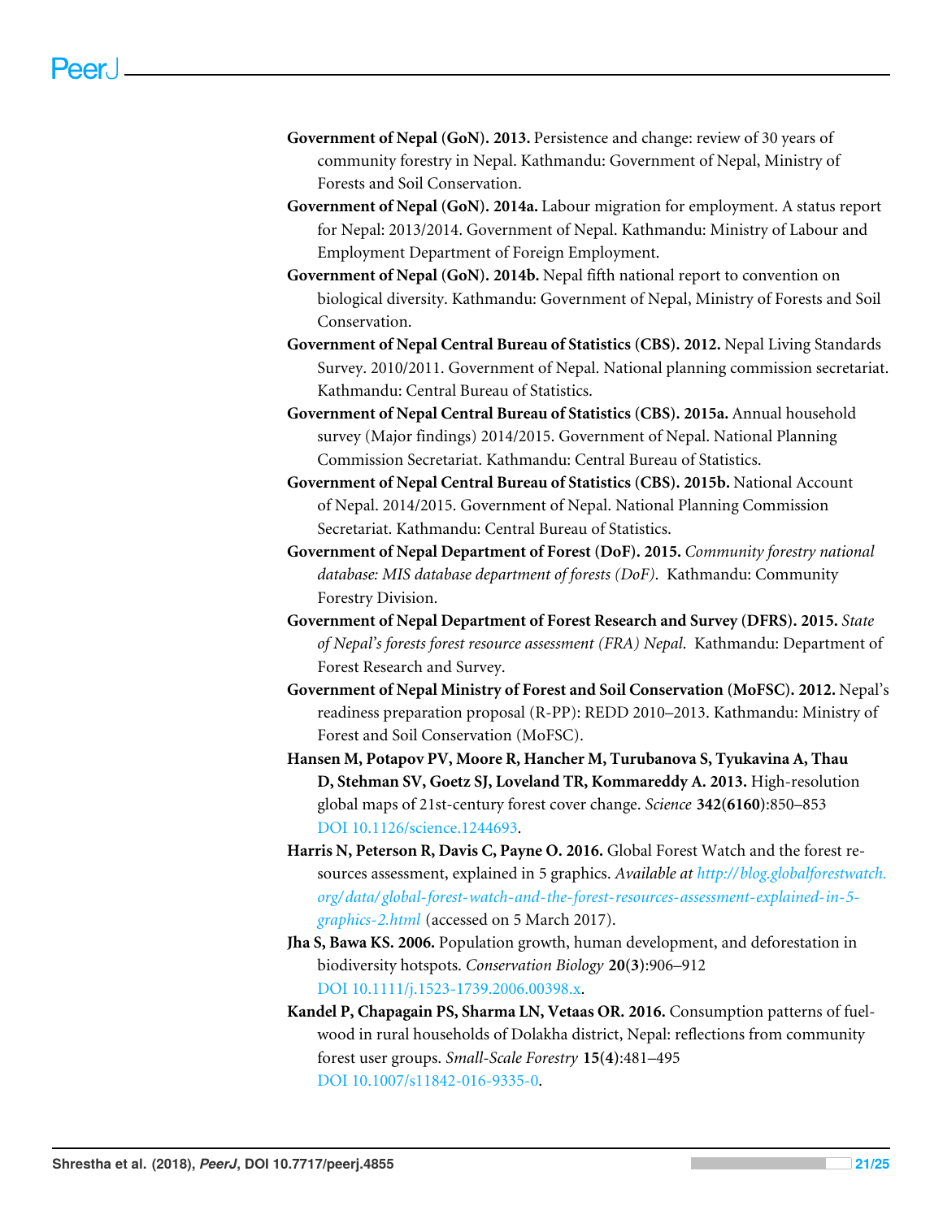**Government of Nepal (GoN). 2013.** Persistence and change: review of 30 years of community forestry in Nepal. Kathmandu: Government of Nepal, Ministry of Forests and Soil Conservation.

**Government of Nepal (GoN). 2014a.** Labour migration for employment. A status report for Nepal: 2013/2014. Government of Nepal. Kathmandu: Ministry of Labour and Employment Department of Foreign Employment.

**Government of Nepal (GoN). 2014b.** Nepal fifth national report to convention on biological diversity. Kathmandu: Government of Nepal, Ministry of Forests and Soil Conservation.

**Government of Nepal Central Bureau of Statistics (CBS). 2012.** Nepal Living Standards Survey. 2010/2011. Government of Nepal. National planning commission secretariat. Kathmandu: Central Bureau of Statistics.

**Government of Nepal Central Bureau of Statistics (CBS). 2015a.** Annual household survey (Major findings) 2014/2015. Government of Nepal. National Planning Commission Secretariat. Kathmandu: Central Bureau of Statistics.

**Government of Nepal Central Bureau of Statistics (CBS). 2015b.** National Account of Nepal. 2014/2015. Government of Nepal. National Planning Commission Secretariat. Kathmandu: Central Bureau of Statistics.

**Government of Nepal Department of Forest (DoF). 2015.** *Community forestry national database: MIS database department of forests (DoF).* Kathmandu: Community Forestry Division.

**Government of Nepal Department of Forest Research and Survey (DFRS). 2015.** *State of Nepal's forests forest resource assessment (FRA) Nepal.* Kathmandu: Department of Forest Research and Survey.

**Government of Nepal Ministry of Forest and Soil Conservation (MoFSC). 2012.** Nepal's readiness preparation proposal (R-PP): REDD 2010–2013. Kathmandu: Ministry of Forest and Soil Conservation (MoFSC).

**Hansen M, Potapov PV, Moore R, Hancher M, Turubanova S, Tyukavina A, Thau D, Stehman SV, Goetz SJ, Loveland TR, Kommareddy A. 2013.** High-resolution global maps of 21st-century forest cover change. *Science* **342(6160)**:850–853 DOI 10.1126/science.1244693.

**Harris N, Peterson R, Davis C, Payne O. 2016.** Global Forest Watch and the forest resources assessment, explained in 5 graphics. *Available at http://blog.globalforestwatch.org/data/global-forest-watch-and-the-forest-resources-assessment-explained-in-5-graphics-2.html* (accessed on 5 March 2017).

**Jha S, Bawa KS. 2006.** Population growth, human development, and deforestation in biodiversity hotspots. *Conservation Biology* **20(3)**:906–912 DOI 10.1111/j.1523-1739.2006.00398.x.

**Kandel P, Chapagain PS, Sharma LN, Vetaas OR. 2016.** Consumption patterns of fuelwood in rural households of Dolakha district, Nepal: reflections from community forest user groups. *Small-Scale Forestry* **15(4)**:481–495 DOI 10.1007/s11842-016-9335-0.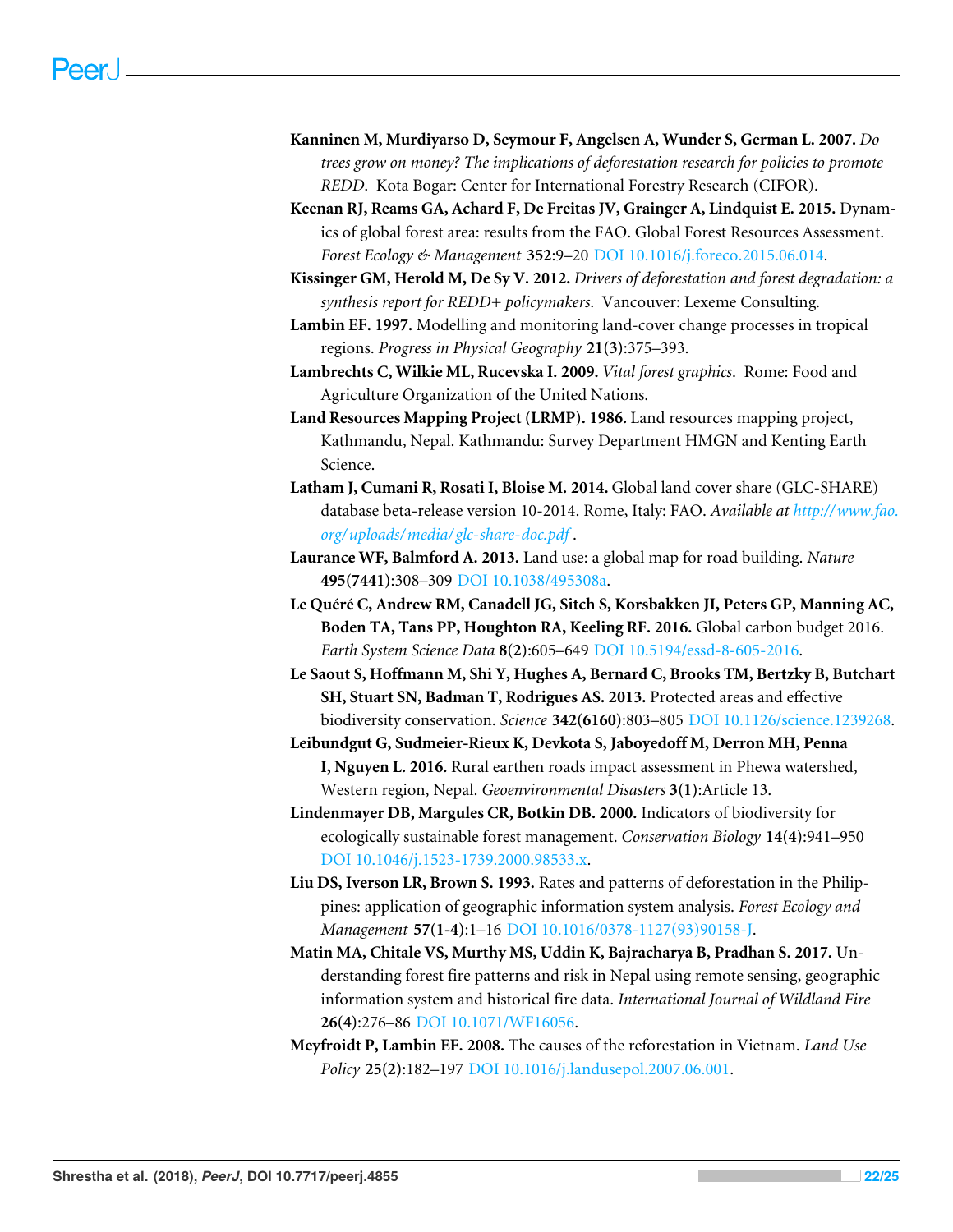**Kanninen M, Murdiyarso D, Seymour F, Angelsen A, Wunder S, German L. 2007.** *Do trees grow on money? The implications of deforestation research for policies to promote REDD*. Kota Bogar: Center for International Forestry Research (CIFOR).

**Keenan RJ, Reams GA, Achard F, De Freitas JV, Grainger A, Lindquist E. 2015.** Dynamics of global forest area: results from the FAO. Global Forest Resources Assessment. *Forest Ecology & Management* **352**:9–20 DOI 10.1016/j.foreco.2015.06.014.

**Kissinger GM, Herold M, De Sy V. 2012.** *Drivers of deforestation and forest degradation: a synthesis report for REDD+ policymakers*. Vancouver: Lexeme Consulting.

**Lambin EF. 1997.** Modelling and monitoring land-cover change processes in tropical regions. *Progress in Physical Geography* **21(3)**:375–393.

**Lambrechts C, Wilkie ML, Rucevska I. 2009.** *Vital forest graphics*. Rome: Food and Agriculture Organization of the United Nations.

**Land Resources Mapping Project (LRMP). 1986.** Land resources mapping project, Kathmandu, Nepal. Kathmandu: Survey Department HMGN and Kenting Earth Science.

**Latham J, Cumani R, Rosati I, Bloise M. 2014.** Global land cover share (GLC-SHARE) database beta-release version 10-2014. Rome, Italy: FAO. *Available at http://www.fao.org/uploads/media/glc-share-doc.pdf*.

**Laurance WF, Balmford A. 2013.** Land use: a global map for road building. *Nature* **495(7441)**:308–309 DOI 10.1038/495308a.

**Le Quéré C, Andrew RM, Canadell JG, Sitch S, Korsbakken JI, Peters GP, Manning AC, Boden TA, Tans PP, Houghton RA, Keeling RF. 2016.** Global carbon budget 2016. *Earth System Science Data* **8(2)**:605–649 DOI 10.5194/essd-8-605-2016.

**Le Saout S, Hoffmann M, Shi Y, Hughes A, Bernard C, Brooks TM, Bertzky B, Butchart SH, Stuart SN, Badman T, Rodrigues AS. 2013.** Protected areas and effective biodiversity conservation. *Science* **342(6160)**:803–805 DOI 10.1126/science.1239268.

**Leibundgut G, Sudmeier-Rieux K, Devkota S, Jaboyedoff M, Derron MH, Penna I, Nguyen L. 2016.** Rural earthen roads impact assessment in Phewa watershed, Western region, Nepal. *Geoenvironmental Disasters* **3(1)**:Article 13.

**Lindenmayer DB, Margules CR, Botkin DB. 2000.** Indicators of biodiversity for ecologically sustainable forest management. *Conservation Biology* **14(4)**:941–950 DOI 10.1046/j.1523-1739.2000.98533.x.

**Liu DS, Iverson LR, Brown S. 1993.** Rates and patterns of deforestation in the Philippines: application of geographic information system analysis. *Forest Ecology and Management* **57(1-4)**:1–16 DOI 10.1016/0378-1127(93)90158-J.

**Matin MA, Chitale VS, Murthy MS, Uddin K, Bajracharya B, Pradhan S. 2017.** Understanding forest fire patterns and risk in Nepal using remote sensing, geographic information system and historical fire data. *International Journal of Wildland Fire* **26(4)**:276–86 DOI 10.1071/WF16056.

**Meyfroidt P, Lambin EF. 2008.** The causes of the reforestation in Vietnam. *Land Use Policy* **25(2)**:182–197 DOI 10.1016/j.landusepol.2007.06.001.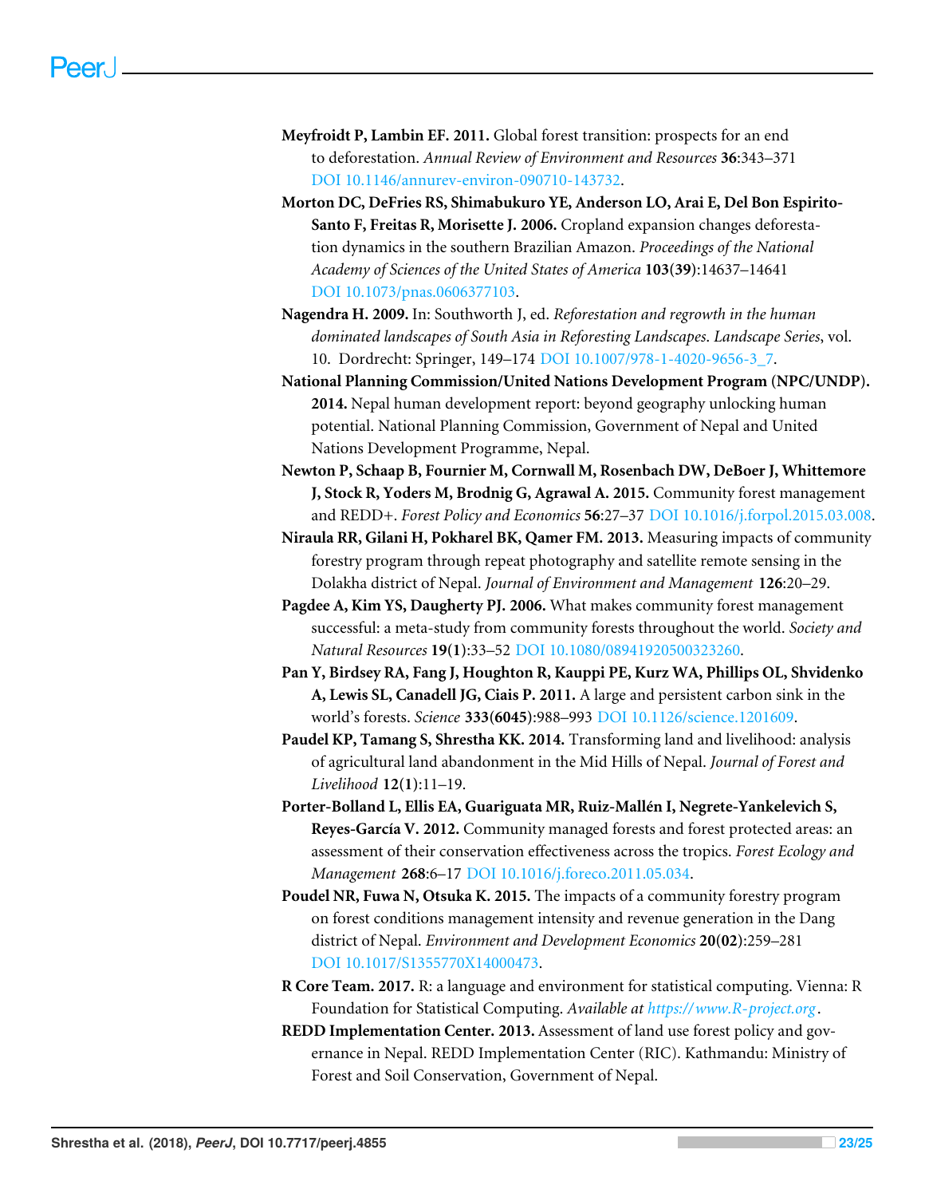**Meyfroidt P, Lambin EF. 2011.** Global forest transition: prospects for an end to deforestation. *Annual Review of Environment and Resources* **36**:343–371 DOI 10.1146/annurev-environ-090710-143732.

**Morton DC, DeFries RS, Shimabukuro YE, Anderson LO, Arai E, Del Bon Espirito-Santo F, Freitas R, Morisette J. 2006.** Cropland expansion changes deforestation dynamics in the southern Brazilian Amazon. *Proceedings of the National Academy of Sciences of the United States of America* **103(39)**:14637–14641 DOI 10.1073/pnas.0606377103.

**Nagendra H. 2009.** In: Southworth J, ed. *Reforestation and regrowth in the human dominated landscapes of South Asia in Reforesting Landscapes. Landscape Series*, vol. 10. Dordrecht: Springer, 149–174 DOI 10.1007/978-1-4020-9656-3_7.

**National Planning Commission/United Nations Development Program (NPC/UNDP). 2014.** Nepal human development report: beyond geography unlocking human potential. National Planning Commission, Government of Nepal and United Nations Development Programme, Nepal.

**Newton P, Schaap B, Fournier M, Cornwall M, Rosenbach DW, DeBoer J, Whittemore J, Stock R, Yoders M, Brodnig G, Agrawal A. 2015.** Community forest management and REDD+. *Forest Policy and Economics* **56**:27–37 DOI 10.1016/j.forpol.2015.03.008.

**Niraula RR, Gilani H, Pokharel BK, Qamer FM. 2013.** Measuring impacts of community forestry program through repeat photography and satellite remote sensing in the Dolakha district of Nepal. *Journal of Environment and Management* **126**:20–29.

**Pagdee A, Kim YS, Daugherty PJ. 2006.** What makes community forest management successful: a meta-study from community forests throughout the world. *Society and Natural Resources* **19(1)**:33–52 DOI 10.1080/08941920500323260.

**Pan Y, Birdsey RA, Fang J, Houghton R, Kauppi PE, Kurz WA, Phillips OL, Shvidenko A, Lewis SL, Canadell JG, Ciais P. 2011.** A large and persistent carbon sink in the world's forests. *Science* **333(6045)**:988–993 DOI 10.1126/science.1201609.

**Paudel KP, Tamang S, Shrestha KK. 2014.** Transforming land and livelihood: analysis of agricultural land abandonment in the Mid Hills of Nepal. *Journal of Forest and Livelihood* **12(1)**:11–19.

**Porter-Bolland L, Ellis EA, Guariguata MR, Ruiz-Mallén I, Negrete-Yankelevich S, Reyes-García V. 2012.** Community managed forests and forest protected areas: an assessment of their conservation effectiveness across the tropics. *Forest Ecology and Management* **268**:6–17 DOI 10.1016/j.foreco.2011.05.034.

**Poudel NR, Fuwa N, Otsuka K. 2015.** The impacts of a community forestry program on forest conditions management intensity and revenue generation in the Dang district of Nepal. *Environment and Development Economics* **20(02)**:259–281 DOI 10.1017/S1355770X14000473.

**R Core Team. 2017.** R: a language and environment for statistical computing. Vienna: R Foundation for Statistical Computing. *Available at https://www.R-project.org*.

**REDD Implementation Center. 2013.** Assessment of land use forest policy and governance in Nepal. REDD Implementation Center (RIC). Kathmandu: Ministry of Forest and Soil Conservation, Government of Nepal.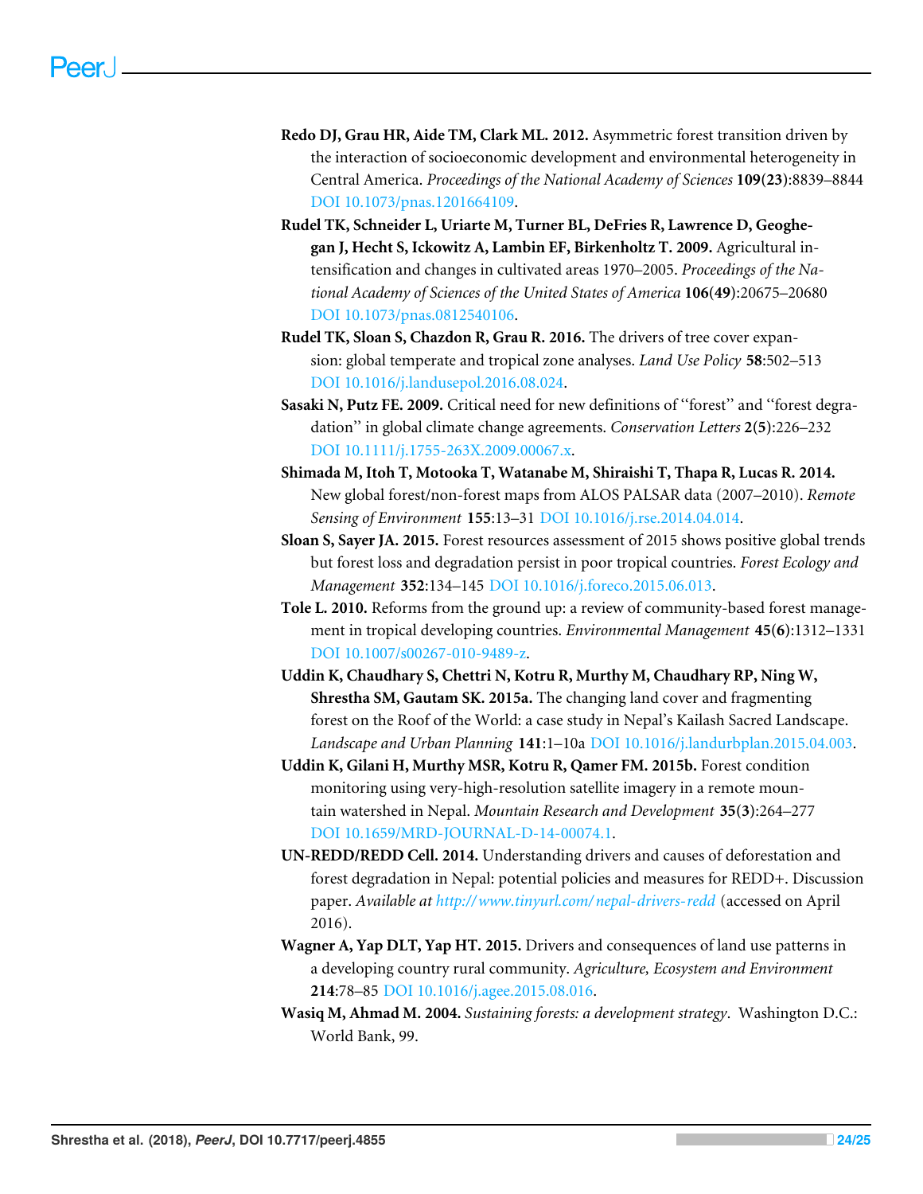**Redo DJ, Grau HR, Aide TM, Clark ML. 2012.** Asymmetric forest transition driven by the interaction of socioeconomic development and environmental heterogeneity in Central America. *Proceedings of the National Academy of Sciences* **109(23)**:8839–8844 DOI 10.1073/pnas.1201664109.

**Rudel TK, Schneider L, Uriarte M, Turner BL, DeFries R, Lawrence D, Geoghegan J, Hecht S, Ickowitz A, Lambin EF, Birkenholtz T. 2009.** Agricultural intensification and changes in cultivated areas 1970–2005. *Proceedings of the National Academy of Sciences of the United States of America* **106(49)**:20675–20680 DOI 10.1073/pnas.0812540106.

**Rudel TK, Sloan S, Chazdon R, Grau R. 2016.** The drivers of tree cover expansion: global temperate and tropical zone analyses. *Land Use Policy* **58**:502–513 DOI 10.1016/j.landusepol.2016.08.024.

**Sasaki N, Putz FE. 2009.** Critical need for new definitions of "forest" and "forest degradation" in global climate change agreements. *Conservation Letters* **2(5)**:226–232 DOI 10.1111/j.1755-263X.2009.00067.x.

**Shimada M, Itoh T, Motooka T, Watanabe M, Shiraishi T, Thapa R, Lucas R. 2014.** New global forest/non-forest maps from ALOS PALSAR data (2007–2010). *Remote Sensing of Environment* **155**:13–31 DOI 10.1016/j.rse.2014.04.014.

**Sloan S, Sayer JA. 2015.** Forest resources assessment of 2015 shows positive global trends but forest loss and degradation persist in poor tropical countries. *Forest Ecology and Management* **352**:134–145 DOI 10.1016/j.foreco.2015.06.013.

**Tole L. 2010.** Reforms from the ground up: a review of community-based forest management in tropical developing countries. *Environmental Management* **45(6)**:1312–1331 DOI 10.1007/s00267-010-9489-z.

**Uddin K, Chaudhary S, Chettri N, Kotru R, Murthy M, Chaudhary RP, Ning W, Shrestha SM, Gautam SK. 2015a.** The changing land cover and fragmenting forest on the Roof of the World: a case study in Nepal's Kailash Sacred Landscape. *Landscape and Urban Planning* **141**:1–10a DOI 10.1016/j.landurbplan.2015.04.003.

**Uddin K, Gilani H, Murthy MSR, Kotru R, Qamer FM. 2015b.** Forest condition monitoring using very-high-resolution satellite imagery in a remote mountain watershed in Nepal. *Mountain Research and Development* **35(3)**:264–277 DOI 10.1659/MRD-JOURNAL-D-14-00074.1.

**UN-REDD/REDD Cell. 2014.** Understanding drivers and causes of deforestation and forest degradation in Nepal: potential policies and measures for REDD+. Discussion paper. *Available at http://www.tinyurl.com/nepal-drivers-redd* (accessed on April 2016).

**Wagner A, Yap DLT, Yap HT. 2015.** Drivers and consequences of land use patterns in a developing country rural community. *Agriculture, Ecosystem and Environment* **214**:78–85 DOI 10.1016/j.agee.2015.08.016.

**Wasiq M, Ahmad M. 2004.** *Sustaining forests: a development strategy*. Washington D.C.: World Bank, 99.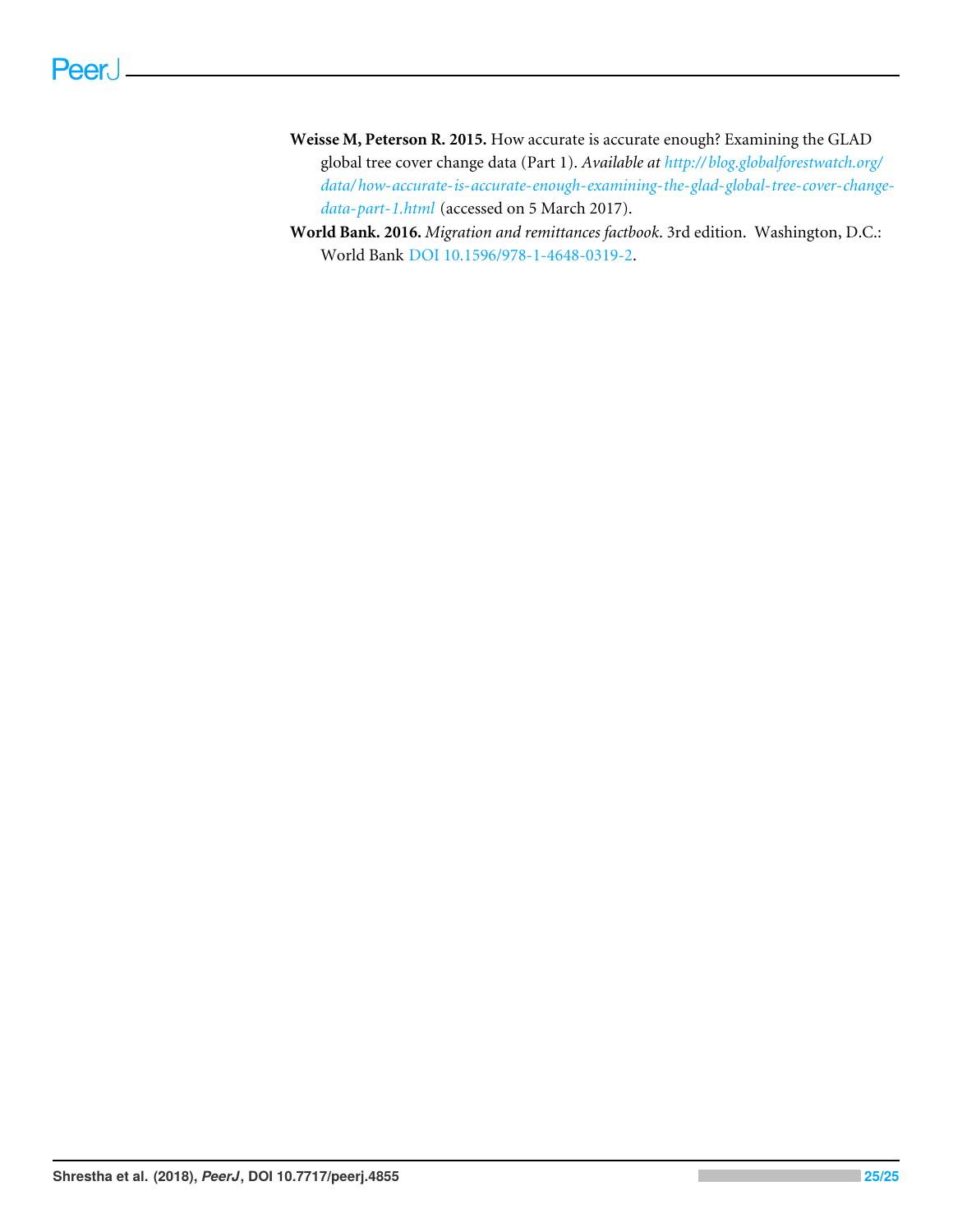**Weisse M, Peterson R. 2015.** How accurate is accurate enough? Examining the GLAD global tree cover change data (Part 1). *Available at http://blog.globalforestwatch.org/data/how-accurate-is-accurate-enough-examining-the-glad-global-tree-cover-change-data-part-1.html* (accessed on 5 March 2017).

**World Bank. 2016.** *Migration and remittances factbook*. 3rd edition. Washington, D.C.: World Bank DOI 10.1596/978-1-4648-0319-2.